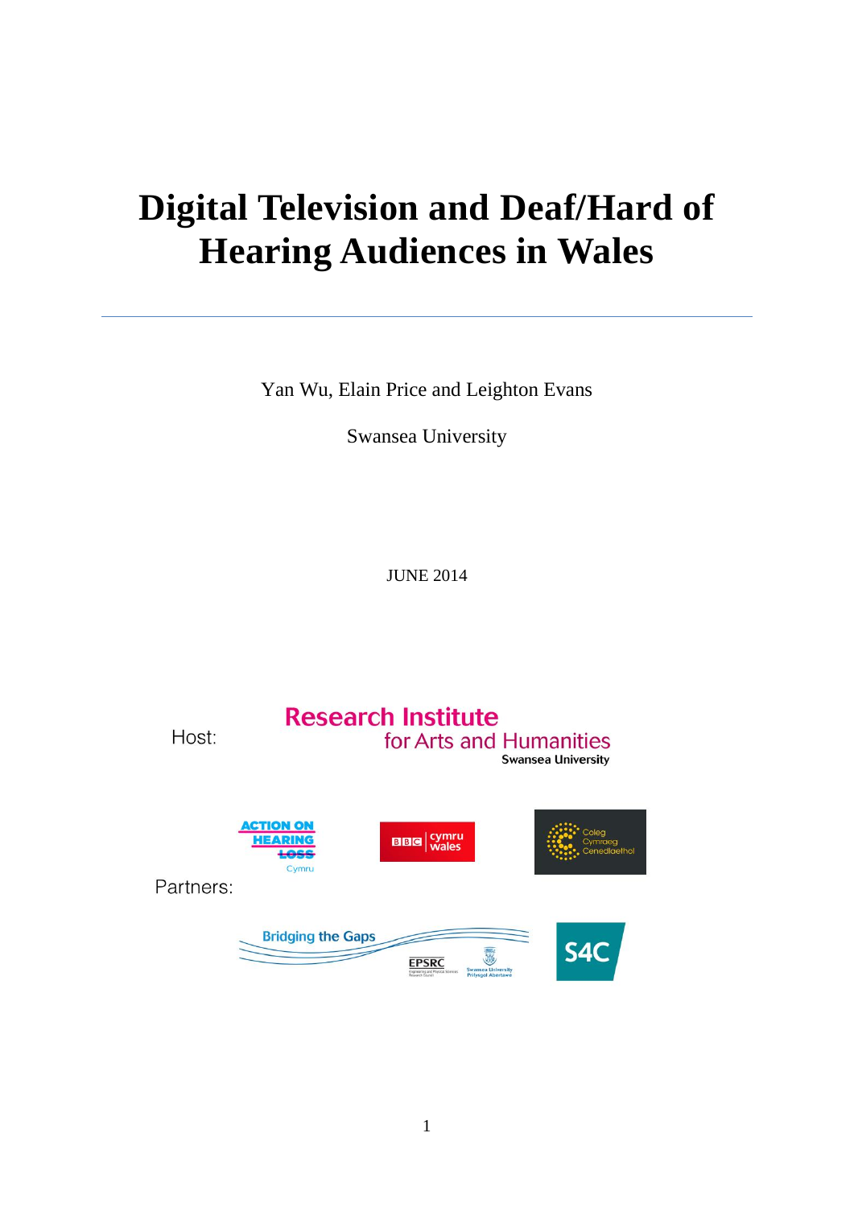# Digital Television and Deaf/Hard of Hearing Audiences in Wales

---

Yan Wu, Elain Price and Leighton Evans

Swansea University

JUNE 2014

Host: Research Institute for Arts and Humanities, Swansea University

Partners: Action on Hearing Loss Cymru, BBC Cymru Wales, Coleg Cymraeg Cenedlaethol, Bridging the Gaps (EPSRC, Swansea University Prifysgol Abertawe), S4C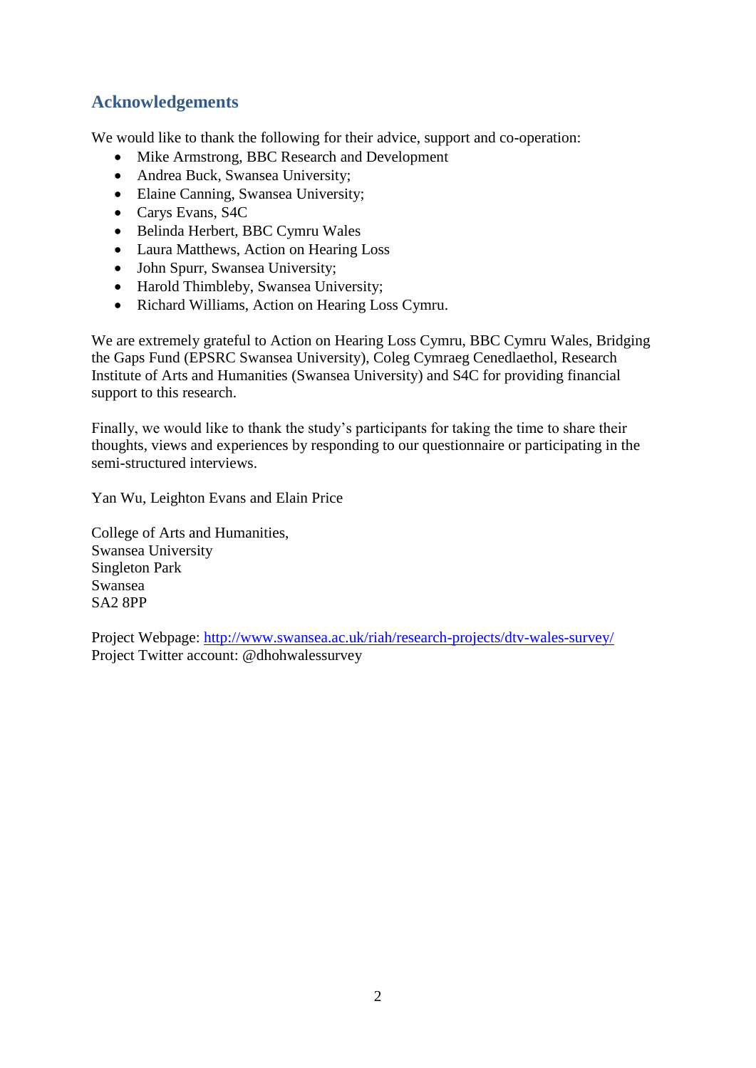## Acknowledgements

We would like to thank the following for their advice, support and co-operation:

- Mike Armstrong, BBC Research and Development
- Andrea Buck, Swansea University;
- Elaine Canning, Swansea University;
- Carys Evans, S4C
- Belinda Herbert, BBC Cymru Wales
- Laura Matthews, Action on Hearing Loss
- John Spurr, Swansea University;
- Harold Thimbleby, Swansea University;
- Richard Williams, Action on Hearing Loss Cymru.

We are extremely grateful to Action on Hearing Loss Cymru, BBC Cymru Wales, Bridging the Gaps Fund (EPSRC Swansea University), Coleg Cymraeg Cenedlaethol, Research Institute of Arts and Humanities (Swansea University) and S4C for providing financial support to this research.

Finally, we would like to thank the study's participants for taking the time to share their thoughts, views and experiences by responding to our questionnaire or participating in the semi-structured interviews.

Yan Wu, Leighton Evans and Elain Price

College of Arts and Humanities,
Swansea University
Singleton Park
Swansea
SA2 8PP

Project Webpage: [http://www.swansea.ac.uk/riah/research-projects/dtv-wales-survey/](http://www.swansea.ac.uk/riah/research-projects/dtv-wales-survey/)
Project Twitter account: @dhohwalessurvey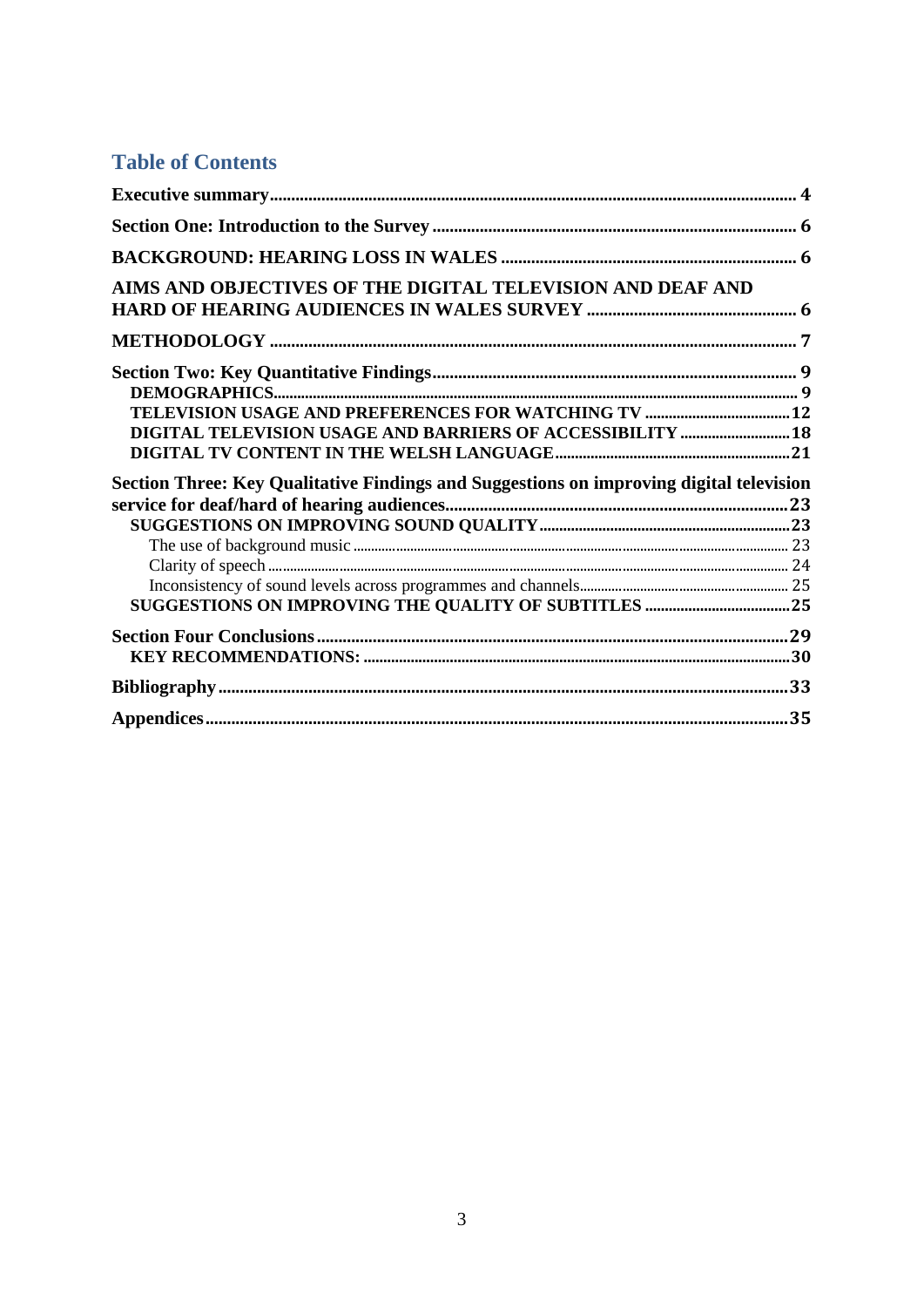## Table of Contents

**Executive summary** ........ 4

**Section One: Introduction to the Survey** ........ 6

**BACKGROUND: HEARING LOSS IN WALES** ........ 6

**AIMS AND OBJECTIVES OF THE DIGITAL TELEVISION AND DEAF AND HARD OF HEARING AUDIENCES IN WALES SURVEY** ........ 6

**METHODOLOGY** ........ 7

**Section Two: Key Quantitative Findings** ........ 9
- **DEMOGRAPHICS** ........ 9
- **TELEVISION USAGE AND PREFERENCES FOR WATCHING TV** ........ 12
- **DIGITAL TELEVISION USAGE AND BARRIERS OF ACCESSIBILITY** ........ 18
- **DIGITAL TV CONTENT IN THE WELSH LANGUAGE** ........ 21

**Section Three: Key Qualitative Findings and Suggestions on improving digital television service for deaf/hard of hearing audiences** ........ 23
- **SUGGESTIONS ON IMPROVING SOUND QUALITY** ........ 23
  - The use of background music ........ 23
  - Clarity of speech ........ 24
  - Inconsistency of sound levels across programmes and channels ........ 25
- **SUGGESTIONS ON IMPROVING THE QUALITY OF SUBTITLES** ........ 25

**Section Four Conclusions** ........ 29
- **KEY RECOMMENDATIONS:** ........ 30

**Bibliography** ........ 33

**Appendices** ........ 35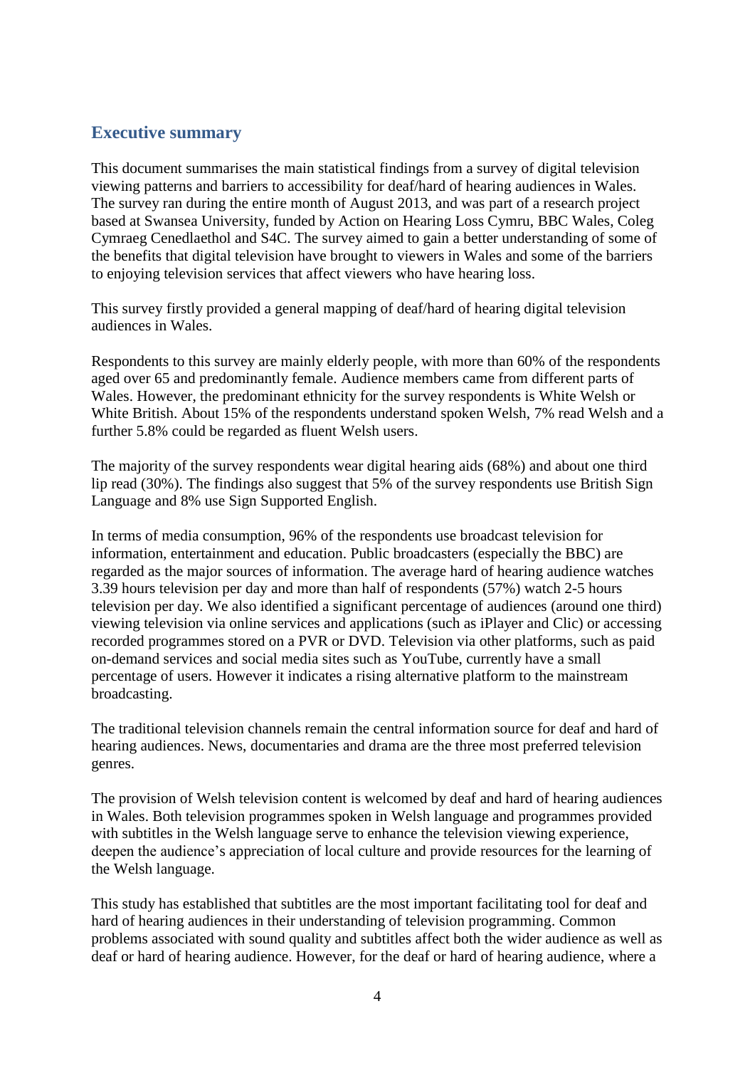## Executive summary

This document summarises the main statistical findings from a survey of digital television viewing patterns and barriers to accessibility for deaf/hard of hearing audiences in Wales. The survey ran during the entire month of August 2013, and was part of a research project based at Swansea University, funded by Action on Hearing Loss Cymru, BBC Wales, Coleg Cymraeg Cenedlaethol and S4C. The survey aimed to gain a better understanding of some of the benefits that digital television have brought to viewers in Wales and some of the barriers to enjoying television services that affect viewers who have hearing loss.

This survey firstly provided a general mapping of deaf/hard of hearing digital television audiences in Wales.

Respondents to this survey are mainly elderly people, with more than 60% of the respondents aged over 65 and predominantly female. Audience members came from different parts of Wales. However, the predominant ethnicity for the survey respondents is White Welsh or White British. About 15% of the respondents understand spoken Welsh, 7% read Welsh and a further 5.8% could be regarded as fluent Welsh users.

The majority of the survey respondents wear digital hearing aids (68%) and about one third lip read (30%). The findings also suggest that 5% of the survey respondents use British Sign Language and 8% use Sign Supported English.

In terms of media consumption, 96% of the respondents use broadcast television for information, entertainment and education. Public broadcasters (especially the BBC) are regarded as the major sources of information. The average hard of hearing audience watches 3.39 hours television per day and more than half of respondents (57%) watch 2-5 hours television per day. We also identified a significant percentage of audiences (around one third) viewing television via online services and applications (such as iPlayer and Clic) or accessing recorded programmes stored on a PVR or DVD. Television via other platforms, such as paid on-demand services and social media sites such as YouTube, currently have a small percentage of users. However it indicates a rising alternative platform to the mainstream broadcasting.

The traditional television channels remain the central information source for deaf and hard of hearing audiences. News, documentaries and drama are the three most preferred television genres.

The provision of Welsh television content is welcomed by deaf and hard of hearing audiences in Wales. Both television programmes spoken in Welsh language and programmes provided with subtitles in the Welsh language serve to enhance the television viewing experience, deepen the audience's appreciation of local culture and provide resources for the learning of the Welsh language.

This study has established that subtitles are the most important facilitating tool for deaf and hard of hearing audiences in their understanding of television programming. Common problems associated with sound quality and subtitles affect both the wider audience as well as deaf or hard of hearing audience. However, for the deaf or hard of hearing audience, where a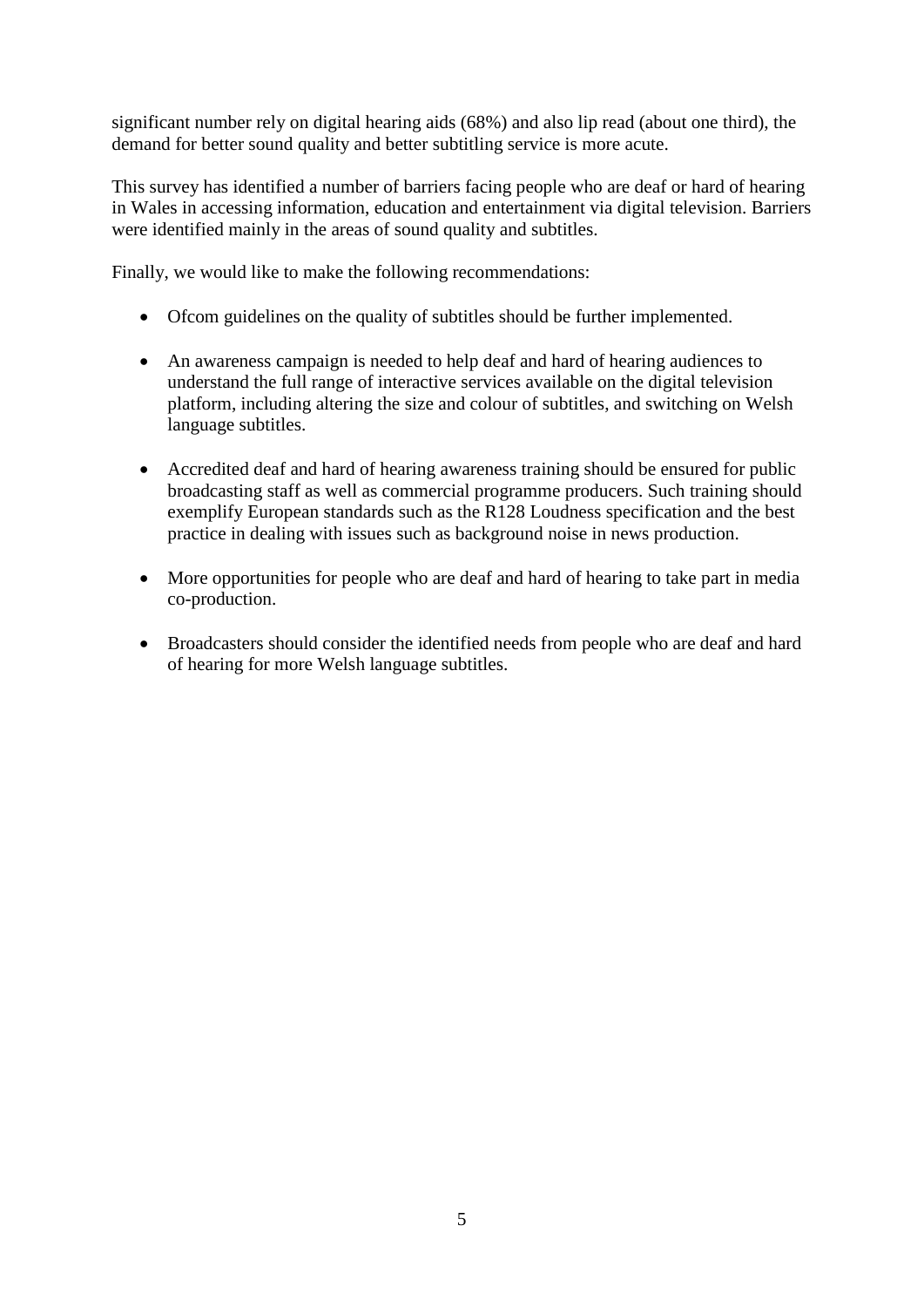significant number rely on digital hearing aids (68%) and also lip read (about one third), the demand for better sound quality and better subtitling service is more acute.

This survey has identified a number of barriers facing people who are deaf or hard of hearing in Wales in accessing information, education and entertainment via digital television. Barriers were identified mainly in the areas of sound quality and subtitles.

Finally, we would like to make the following recommendations:

- Ofcom guidelines on the quality of subtitles should be further implemented.
- An awareness campaign is needed to help deaf and hard of hearing audiences to understand the full range of interactive services available on the digital television platform, including altering the size and colour of subtitles, and switching on Welsh language subtitles.
- Accredited deaf and hard of hearing awareness training should be ensured for public broadcasting staff as well as commercial programme producers. Such training should exemplify European standards such as the R128 Loudness specification and the best practice in dealing with issues such as background noise in news production.
- More opportunities for people who are deaf and hard of hearing to take part in media co-production.
- Broadcasters should consider the identified needs from people who are deaf and hard of hearing for more Welsh language subtitles.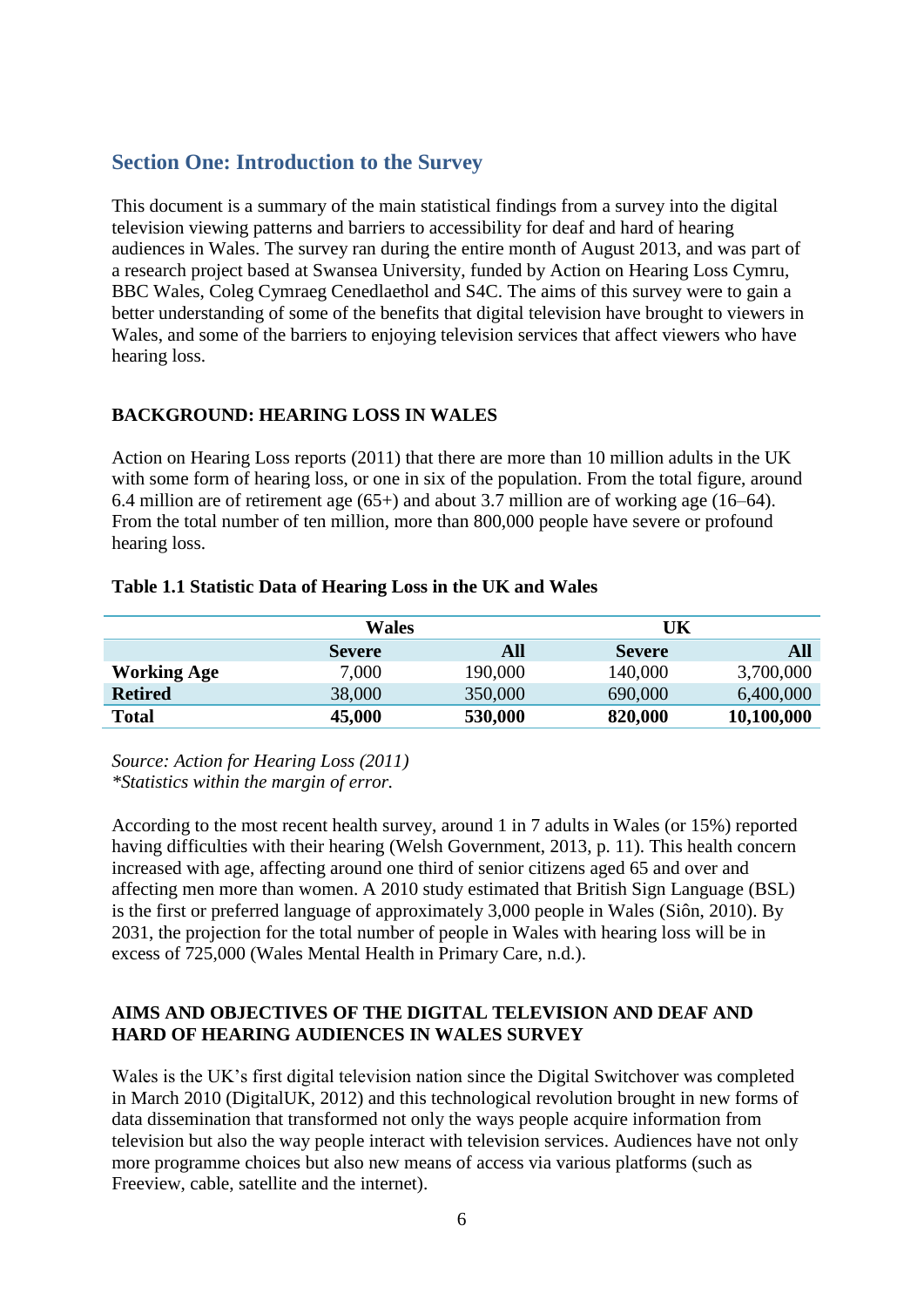## Section One: Introduction to the Survey

This document is a summary of the main statistical findings from a survey into the digital television viewing patterns and barriers to accessibility for deaf and hard of hearing audiences in Wales. The survey ran during the entire month of August 2013, and was part of a research project based at Swansea University, funded by Action on Hearing Loss Cymru, BBC Wales, Coleg Cymraeg Cenedlaethol and S4C. The aims of this survey were to gain a better understanding of some of the benefits that digital television have brought to viewers in Wales, and some of the barriers to enjoying television services that affect viewers who have hearing loss.

### BACKGROUND: HEARING LOSS IN WALES

Action on Hearing Loss reports (2011) that there are more than 10 million adults in the UK with some form of hearing loss, or one in six of the population. From the total figure, around 6.4 million are of retirement age (65+) and about 3.7 million are of working age (16–64). From the total number of ten million, more than 800,000 people have severe or profound hearing loss.

**Table 1.1 Statistic Data of Hearing Loss in the UK and Wales**

| | Wales | | UK | |
|---|---|---|---|---|
| | **Severe** | **All** | **Severe** | **All** |
| **Working Age** | 7,000 | 190,000 | 140,000 | 3,700,000 |
| **Retired** | 38,000 | 350,000 | 690,000 | 6,400,000 |
| **Total** | **45,000** | **530,000** | **820,000** | **10,100,000** |

*Source: Action for Hearing Loss (2011)*
*\*Statistics within the margin of error.*

According to the most recent health survey, around 1 in 7 adults in Wales (or 15%) reported having difficulties with their hearing (Welsh Government, 2013, p. 11). This health concern increased with age, affecting around one third of senior citizens aged 65 and over and affecting men more than women. A 2010 study estimated that British Sign Language (BSL) is the first or preferred language of approximately 3,000 people in Wales (Siôn, 2010). By 2031, the projection for the total number of people in Wales with hearing loss will be in excess of 725,000 (Wales Mental Health in Primary Care, n.d.).

### AIMS AND OBJECTIVES OF THE DIGITAL TELEVISION AND DEAF AND HARD OF HEARING AUDIENCES IN WALES SURVEY

Wales is the UK's first digital television nation since the Digital Switchover was completed in March 2010 (DigitalUK, 2012) and this technological revolution brought in new forms of data dissemination that transformed not only the ways people acquire information from television but also the way people interact with television services. Audiences have not only more programme choices but also new means of access via various platforms (such as Freeview, cable, satellite and the internet).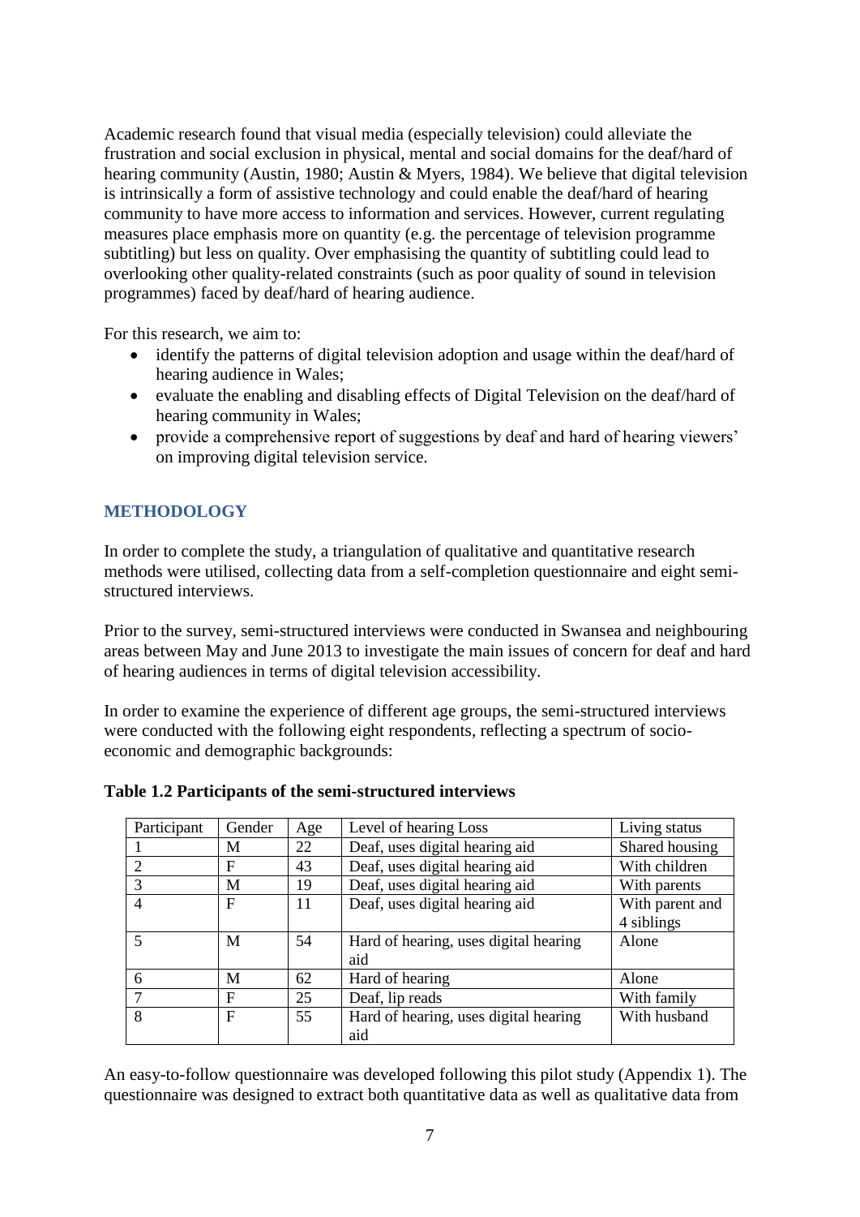Academic research found that visual media (especially television) could alleviate the frustration and social exclusion in physical, mental and social domains for the deaf/hard of hearing community (Austin, 1980; Austin & Myers, 1984). We believe that digital television is intrinsically a form of assistive technology and could enable the deaf/hard of hearing community to have more access to information and services. However, current regulating measures place emphasis more on quantity (e.g. the percentage of television programme subtitling) but less on quality. Over emphasising the quantity of subtitling could lead to overlooking other quality-related constraints (such as poor quality of sound in television programmes) faced by deaf/hard of hearing audience.

For this research, we aim to:

- identify the patterns of digital television adoption and usage within the deaf/hard of hearing audience in Wales;
- evaluate the enabling and disabling effects of Digital Television on the deaf/hard of hearing community in Wales;
- provide a comprehensive report of suggestions by deaf and hard of hearing viewers' on improving digital television service.

## METHODOLOGY

In order to complete the study, a triangulation of qualitative and quantitative research methods were utilised, collecting data from a self-completion questionnaire and eight semi-structured interviews.

Prior to the survey, semi-structured interviews were conducted in Swansea and neighbouring areas between May and June 2013 to investigate the main issues of concern for deaf and hard of hearing audiences in terms of digital television accessibility.

In order to examine the experience of different age groups, the semi-structured interviews were conducted with the following eight respondents, reflecting a spectrum of socio-economic and demographic backgrounds:

**Table 1.2 Participants of the semi-structured interviews**

| Participant | Gender | Age | Level of hearing Loss | Living status |
|---|---|---|---|---|
| 1 | M | 22 | Deaf, uses digital hearing aid | Shared housing |
| 2 | F | 43 | Deaf, uses digital hearing aid | With children |
| 3 | M | 19 | Deaf, uses digital hearing aid | With parents |
| 4 | F | 11 | Deaf, uses digital hearing aid | With parent and 4 siblings |
| 5 | M | 54 | Hard of hearing, uses digital hearing aid | Alone |
| 6 | M | 62 | Hard of hearing | Alone |
| 7 | F | 25 | Deaf, lip reads | With family |
| 8 | F | 55 | Hard of hearing, uses digital hearing aid | With husband |

An easy-to-follow questionnaire was developed following this pilot study (Appendix 1). The questionnaire was designed to extract both quantitative data as well as qualitative data from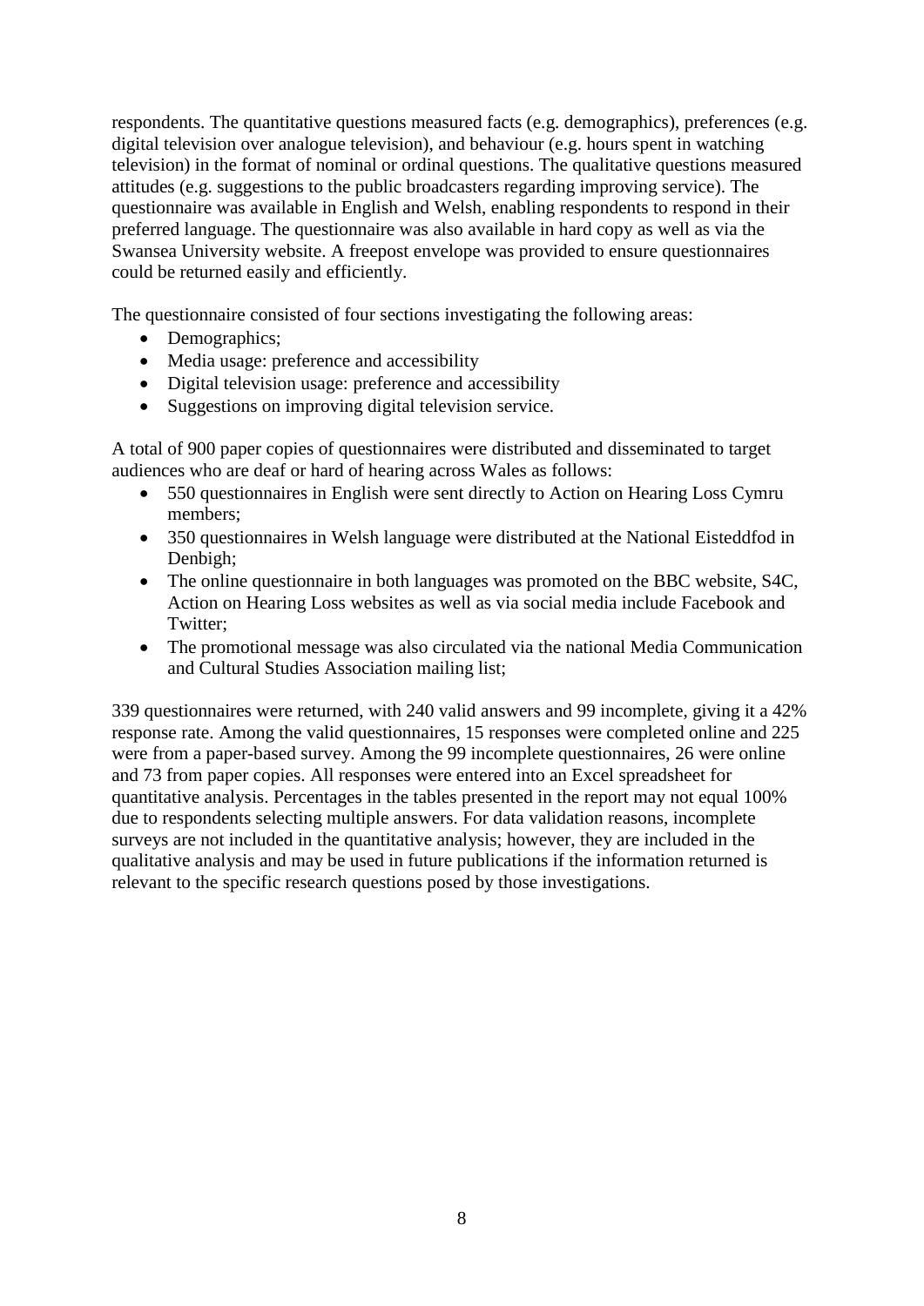respondents. The quantitative questions measured facts (e.g. demographics), preferences (e.g. digital television over analogue television), and behaviour (e.g. hours spent in watching television) in the format of nominal or ordinal questions. The qualitative questions measured attitudes (e.g. suggestions to the public broadcasters regarding improving service). The questionnaire was available in English and Welsh, enabling respondents to respond in their preferred language. The questionnaire was also available in hard copy as well as via the Swansea University website. A freepost envelope was provided to ensure questionnaires could be returned easily and efficiently.

The questionnaire consisted of four sections investigating the following areas:

- Demographics;
- Media usage: preference and accessibility
- Digital television usage: preference and accessibility
- Suggestions on improving digital television service.

A total of 900 paper copies of questionnaires were distributed and disseminated to target audiences who are deaf or hard of hearing across Wales as follows:

- 550 questionnaires in English were sent directly to Action on Hearing Loss Cymru members;
- 350 questionnaires in Welsh language were distributed at the National Eisteddfod in Denbigh;
- The online questionnaire in both languages was promoted on the BBC website, S4C, Action on Hearing Loss websites as well as via social media include Facebook and Twitter;
- The promotional message was also circulated via the national Media Communication and Cultural Studies Association mailing list;

339 questionnaires were returned, with 240 valid answers and 99 incomplete, giving it a 42% response rate. Among the valid questionnaires, 15 responses were completed online and 225 were from a paper-based survey. Among the 99 incomplete questionnaires, 26 were online and 73 from paper copies. All responses were entered into an Excel spreadsheet for quantitative analysis. Percentages in the tables presented in the report may not equal 100% due to respondents selecting multiple answers. For data validation reasons, incomplete surveys are not included in the quantitative analysis; however, they are included in the qualitative analysis and may be used in future publications if the information returned is relevant to the specific research questions posed by those investigations.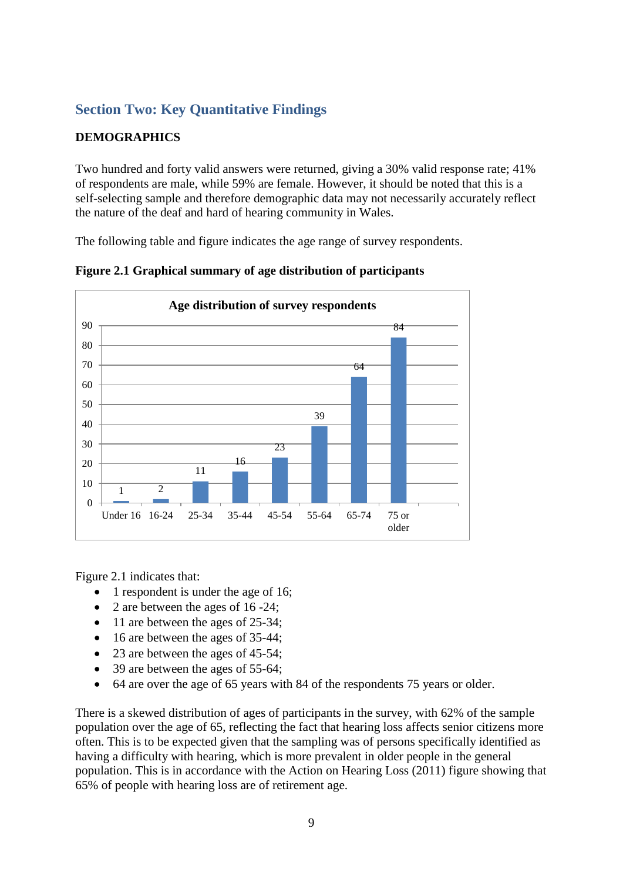## Section Two: Key Quantitative Findings

### DEMOGRAPHICS

Two hundred and forty valid answers were returned, giving a 30% valid response rate; 41% of respondents are male, while 59% are female. However, it should be noted that this is a self-selecting sample and therefore demographic data may not necessarily accurately reflect the nature of the deaf and hard of hearing community in Wales.

The following table and figure indicates the age range of survey respondents.

**Figure 2.1 Graphical summary of age distribution of participants**

**Age distribution of survey respondents**

| Age group | Respondents |
|---|---|
| Under 16 | 1 |
| 16-24 | 2 |
| 25-34 | 11 |
| 35-44 | 16 |
| 45-54 | 23 |
| 55-64 | 39 |
| 65-74 | 64 |
| 75 or older | 84 |

Figure 2.1 indicates that:

- 1 respondent is under the age of 16;
- 2 are between the ages of 16 -24;
- 11 are between the ages of 25-34;
- 16 are between the ages of 35-44;
- 23 are between the ages of 45-54;
- 39 are between the ages of 55-64;
- 64 are over the age of 65 years with 84 of the respondents 75 years or older.

There is a skewed distribution of ages of participants in the survey, with 62% of the sample population over the age of 65, reflecting the fact that hearing loss affects senior citizens more often. This is to be expected given that the sampling was of persons specifically identified as having a difficulty with hearing, which is more prevalent in older people in the general population. This is in accordance with the Action on Hearing Loss (2011) figure showing that 65% of people with hearing loss are of retirement age.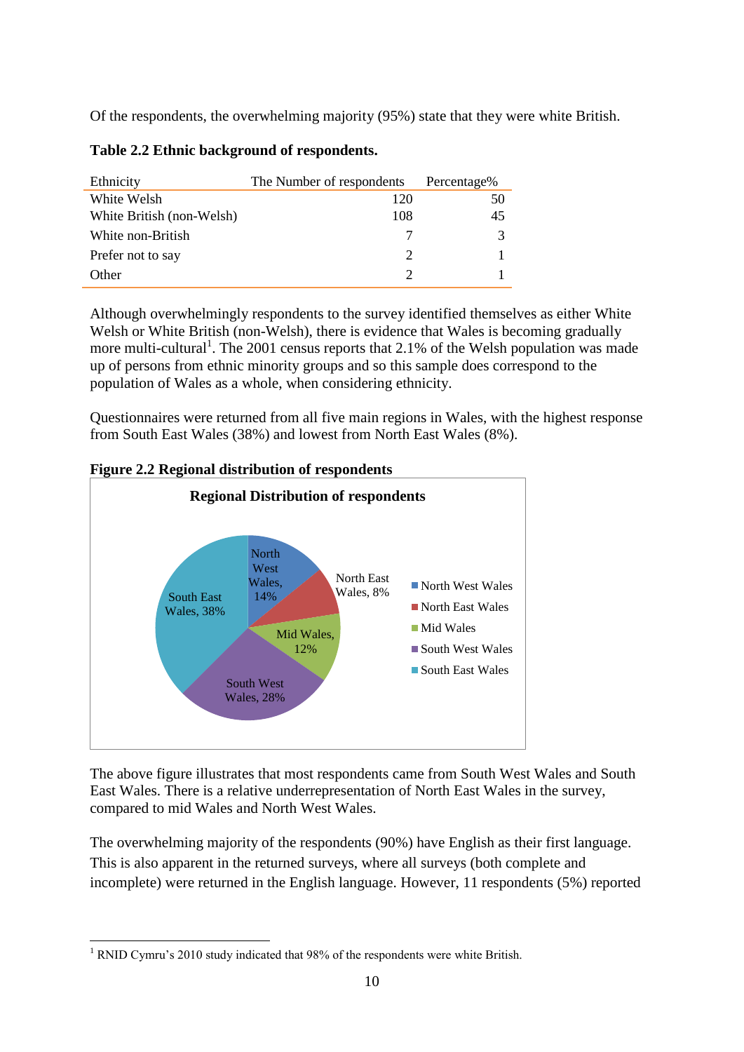Of the respondents, the overwhelming majority (95%) state that they were white British.

**Table 2.2 Ethnic background of respondents.**

| Ethnicity | The Number of respondents | Percentage% |
|---|---|---|
| White Welsh | 120 | 50 |
| White British (non-Welsh) | 108 | 45 |
| White non-British | 7 | 3 |
| Prefer not to say | 2 | 1 |
| Other | 2 | 1 |

Although overwhelmingly respondents to the survey identified themselves as either White Welsh or White British (non-Welsh), there is evidence that Wales is becoming gradually more multi-cultural[1]. The 2001 census reports that 2.1% of the Welsh population was made up of persons from ethnic minority groups and so this sample does correspond to the population of Wales as a whole, when considering ethnicity.

Questionnaires were returned from all five main regions in Wales, with the highest response from South East Wales (38%) and lowest from North East Wales (8%).

**Figure 2.2 Regional distribution of respondents**

**Regional Distribution of respondents**

| Region | Percentage |
|---|---|
| North West Wales | 14% |
| North East Wales | 8% |
| Mid Wales | 12% |
| South West Wales | 28% |
| South East Wales | 38% |

The above figure illustrates that most respondents came from South West Wales and South East Wales. There is a relative underrepresentation of North East Wales in the survey, compared to mid Wales and North West Wales.

The overwhelming majority of the respondents (90%) have English as their first language. This is also apparent in the returned surveys, where all surveys (both complete and incomplete) were returned in the English language. However, 11 respondents (5%) reported

[1] RNID Cymru's 2010 study indicated that 98% of the respondents were white British.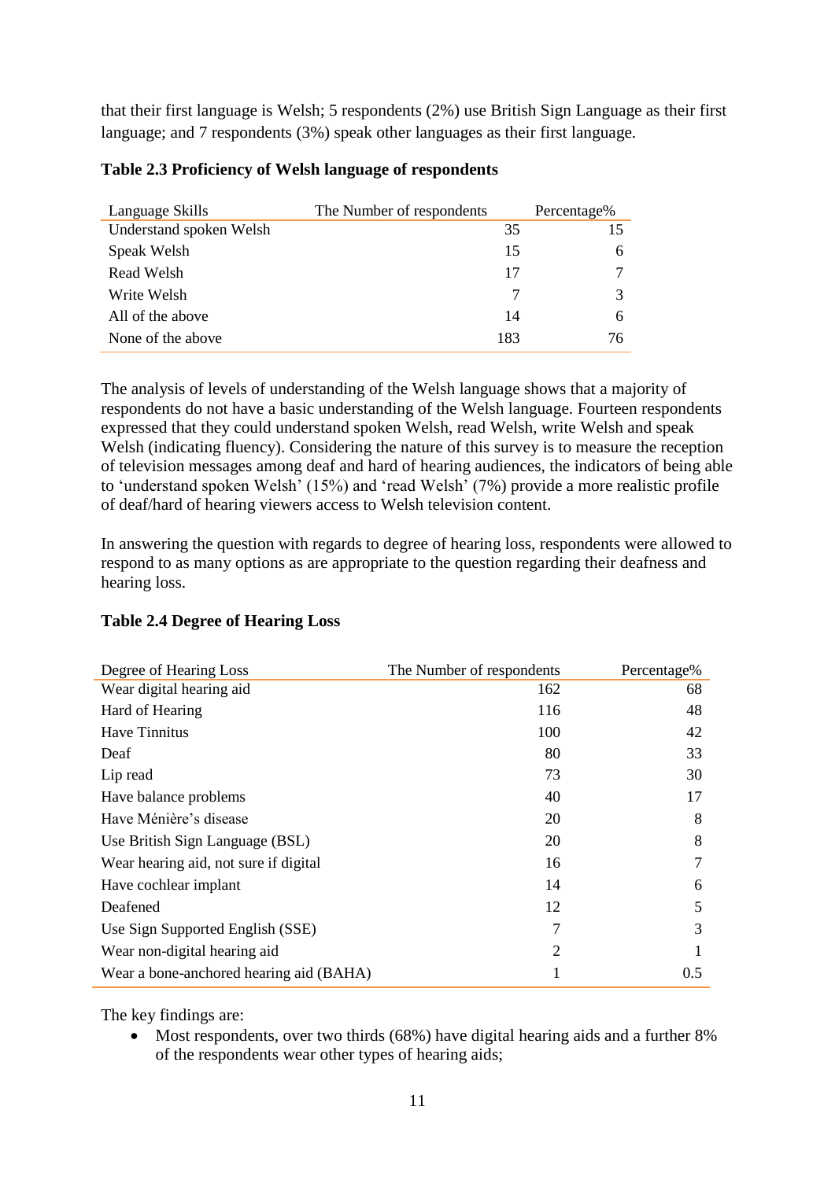that their first language is Welsh; 5 respondents (2%) use British Sign Language as their first language; and 7 respondents (3%) speak other languages as their first language.

**Table 2.3 Proficiency of Welsh language of respondents**

| Language Skills | The Number of respondents | Percentage% |
|---|---|---|
| Understand spoken Welsh | 35 | 15 |
| Speak Welsh | 15 | 6 |
| Read Welsh | 17 | 7 |
| Write Welsh | 7 | 3 |
| All of the above | 14 | 6 |
| None of the above | 183 | 76 |

The analysis of levels of understanding of the Welsh language shows that a majority of respondents do not have a basic understanding of the Welsh language. Fourteen respondents expressed that they could understand spoken Welsh, read Welsh, write Welsh and speak Welsh (indicating fluency). Considering the nature of this survey is to measure the reception of television messages among deaf and hard of hearing audiences, the indicators of being able to 'understand spoken Welsh' (15%) and 'read Welsh' (7%) provide a more realistic profile of deaf/hard of hearing viewers access to Welsh television content.

In answering the question with regards to degree of hearing loss, respondents were allowed to respond to as many options as are appropriate to the question regarding their deafness and hearing loss.

**Table 2.4 Degree of Hearing Loss**

| Degree of Hearing Loss | The Number of respondents | Percentage% |
|---|---|---|
| Wear digital hearing aid | 162 | 68 |
| Hard of Hearing | 116 | 48 |
| Have Tinnitus | 100 | 42 |
| Deaf | 80 | 33 |
| Lip read | 73 | 30 |
| Have balance problems | 40 | 17 |
| Have Ménière's disease | 20 | 8 |
| Use British Sign Language (BSL) | 20 | 8 |
| Wear hearing aid, not sure if digital | 16 | 7 |
| Have cochlear implant | 14 | 6 |
| Deafened | 12 | 5 |
| Use Sign Supported English (SSE) | 7 | 3 |
| Wear non-digital hearing aid | 2 | 1 |
| Wear a bone-anchored hearing aid (BAHA) | 1 | 0.5 |

The key findings are:

- Most respondents, over two thirds (68%) have digital hearing aids and a further 8% of the respondents wear other types of hearing aids;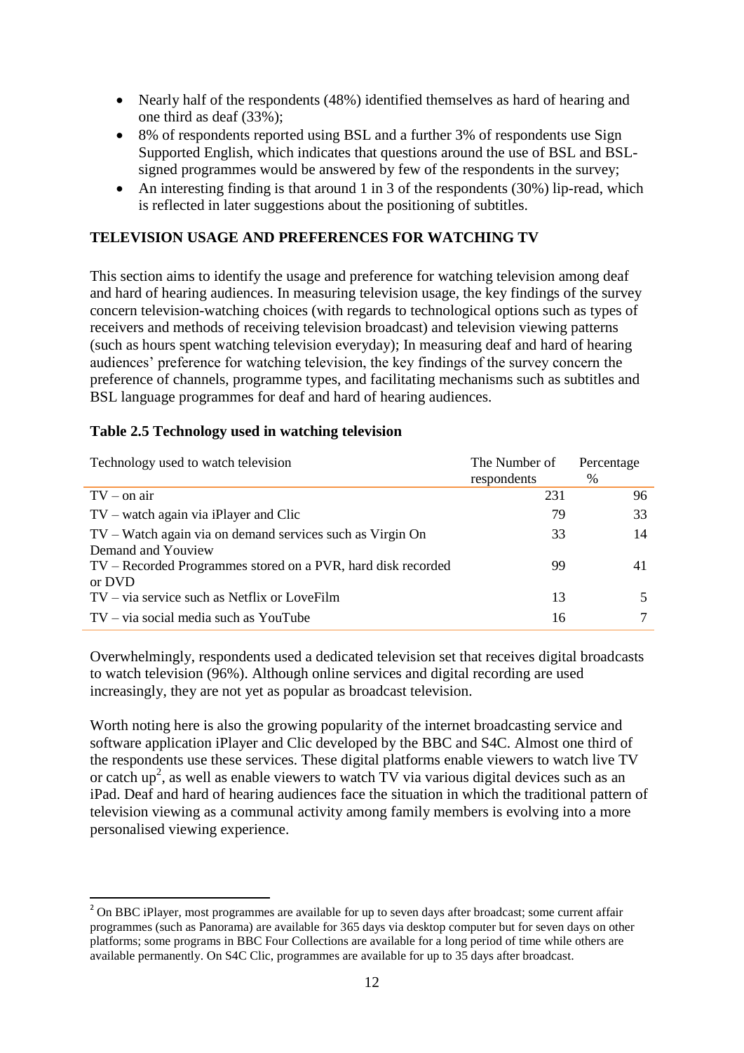- Nearly half of the respondents (48%) identified themselves as hard of hearing and one third as deaf (33%);
- 8% of respondents reported using BSL and a further 3% of respondents use Sign Supported English, which indicates that questions around the use of BSL and BSL-signed programmes would be answered by few of the respondents in the survey;
- An interesting finding is that around 1 in 3 of the respondents (30%) lip-read, which is reflected in later suggestions about the positioning of subtitles.

## TELEVISION USAGE AND PREFERENCES FOR WATCHING TV

This section aims to identify the usage and preference for watching television among deaf and hard of hearing audiences. In measuring television usage, the key findings of the survey concern television-watching choices (with regards to technological options such as types of receivers and methods of receiving television broadcast) and television viewing patterns (such as hours spent watching television everyday); In measuring deaf and hard of hearing audiences' preference for watching television, the key findings of the survey concern the preference of channels, programme types, and facilitating mechanisms such as subtitles and BSL language programmes for deaf and hard of hearing audiences.

**Table 2.5 Technology used in watching television**

| Technology used to watch television | The Number of respondents | Percentage % |
|---|---|---|
| TV – on air | 231 | 96 |
| TV – watch again via iPlayer and Clic | 79 | 33 |
| TV – Watch again via on demand services such as Virgin On Demand and Youview | 33 | 14 |
| TV – Recorded Programmes stored on a PVR, hard disk recorded or DVD | 99 | 41 |
| TV – via service such as Netflix or LoveFilm | 13 | 5 |
| TV – via social media such as YouTube | 16 | 7 |

Overwhelmingly, respondents used a dedicated television set that receives digital broadcasts to watch television (96%). Although online services and digital recording are used increasingly, they are not yet as popular as broadcast television.

Worth noting here is also the growing popularity of the internet broadcasting service and software application iPlayer and Clic developed by the BBC and S4C. Almost one third of the respondents use these services. These digital platforms enable viewers to watch live TV or catch up[2], as well as enable viewers to watch TV via various digital devices such as an iPad. Deaf and hard of hearing audiences face the situation in which the traditional pattern of television viewing as a communal activity among family members is evolving into a more personalised viewing experience.

[2] On BBC iPlayer, most programmes are available for up to seven days after broadcast; some current affair programmes (such as Panorama) are available for 365 days via desktop computer but for seven days on other platforms; some programs in BBC Four Collections are available for a long period of time while others are available permanently. On S4C Clic, programmes are available for up to 35 days after broadcast.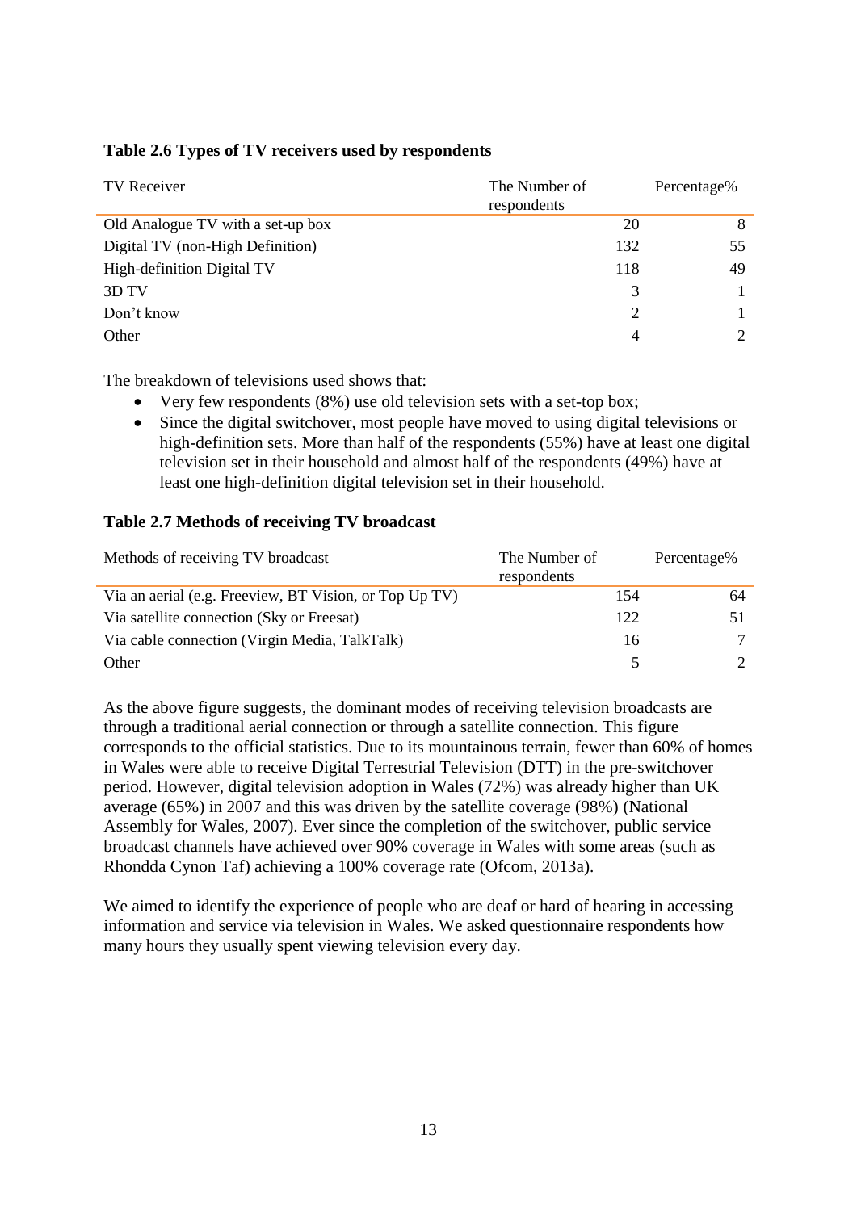**Table 2.6 Types of TV receivers used by respondents**

| TV Receiver | The Number of respondents | Percentage% |
|---|---|---|
| Old Analogue TV with a set-up box | 20 | 8 |
| Digital TV (non-High Definition) | 132 | 55 |
| High-definition Digital TV | 118 | 49 |
| 3D TV | 3 | 1 |
| Don't know | 2 | 1 |
| Other | 4 | 2 |

The breakdown of televisions used shows that:

- Very few respondents (8%) use old television sets with a set-top box;
- Since the digital switchover, most people have moved to using digital televisions or high-definition sets. More than half of the respondents (55%) have at least one digital television set in their household and almost half of the respondents (49%) have at least one high-definition digital television set in their household.

**Table 2.7 Methods of receiving TV broadcast**

| Methods of receiving TV broadcast | The Number of respondents | Percentage% |
|---|---|---|
| Via an aerial (e.g. Freeview, BT Vision, or Top Up TV) | 154 | 64 |
| Via satellite connection (Sky or Freesat) | 122 | 51 |
| Via cable connection (Virgin Media, TalkTalk) | 16 | 7 |
| Other | 5 | 2 |

As the above figure suggests, the dominant modes of receiving television broadcasts are through a traditional aerial connection or through a satellite connection. This figure corresponds to the official statistics. Due to its mountainous terrain, fewer than 60% of homes in Wales were able to receive Digital Terrestrial Television (DTT) in the pre-switchover period. However, digital television adoption in Wales (72%) was already higher than UK average (65%) in 2007 and this was driven by the satellite coverage (98%) (National Assembly for Wales, 2007). Ever since the completion of the switchover, public service broadcast channels have achieved over 90% coverage in Wales with some areas (such as Rhondda Cynon Taf) achieving a 100% coverage rate (Ofcom, 2013a).

We aimed to identify the experience of people who are deaf or hard of hearing in accessing information and service via television in Wales. We asked questionnaire respondents how many hours they usually spent viewing television every day.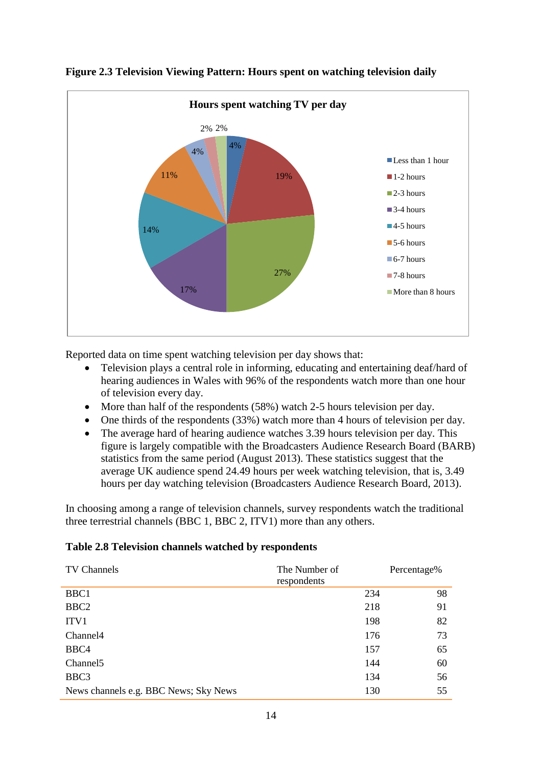**Figure 2.3 Television Viewing Pattern: Hours spent on watching television daily**

Reported data on time spent watching television per day shows that:

- Television plays a central role in informing, educating and entertaining deaf/hard of hearing audiences in Wales with 96% of the respondents watch more than one hour of television every day.
- More than half of the respondents (58%) watch 2-5 hours television per day.
- One thirds of the respondents (33%) watch more than 4 hours of television per day.
- The average hard of hearing audience watches 3.39 hours television per day. This figure is largely compatible with the Broadcasters Audience Research Board (BARB) statistics from the same period (August 2013). These statistics suggest that the average UK audience spend 24.49 hours per week watching television, that is, 3.49 hours per day watching television (Broadcasters Audience Research Board, 2013).

In choosing among a range of television channels, survey respondents watch the traditional three terrestrial channels (BBC 1, BBC 2, ITV1) more than any others.

**Table 2.8 Television channels watched by respondents**

| TV Channels | The Number of respondents | Percentage% |
|---|---|---|
| BBC1 | 234 | 98 |
| BBC2 | 218 | 91 |
| ITV1 | 198 | 82 |
| Channel4 | 176 | 73 |
| BBC4 | 157 | 65 |
| Channel5 | 144 | 60 |
| BBC3 | 134 | 56 |
| News channels e.g. BBC News; Sky News | 130 | 55 |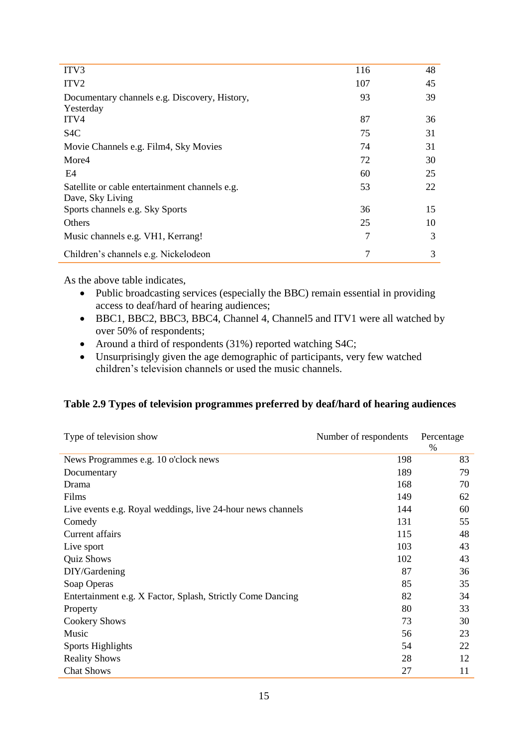| | | |
|---|---|---|
| ITV3 | 116 | 48 |
| ITV2 | 107 | 45 |
| Documentary channels e.g. Discovery, History, Yesterday | 93 | 39 |
| ITV4 | 87 | 36 |
| S4C | 75 | 31 |
| Movie Channels e.g. Film4, Sky Movies | 74 | 31 |
| More4 | 72 | 30 |
| E4 | 60 | 25 |
| Satellite or cable entertainment channels e.g. Dave, Sky Living | 53 | 22 |
| Sports channels e.g. Sky Sports | 36 | 15 |
| Others | 25 | 10 |
| Music channels e.g. VH1, Kerrang! | 7 | 3 |
| Children's channels e.g. Nickelodeon | 7 | 3 |

As the above table indicates,

- Public broadcasting services (especially the BBC) remain essential in providing access to deaf/hard of hearing audiences;
- BBC1, BBC2, BBC3, BBC4, Channel 4, Channel5 and ITV1 were all watched by over 50% of respondents;
- Around a third of respondents (31%) reported watching S4C;
- Unsurprisingly given the age demographic of participants, very few watched children's television channels or used the music channels.

**Table 2.9 Types of television programmes preferred by deaf/hard of hearing audiences**

| Type of television show | Number of respondents | Percentage % |
|---|---|---|
| News Programmes e.g. 10 o'clock news | 198 | 83 |
| Documentary | 189 | 79 |
| Drama | 168 | 70 |
| Films | 149 | 62 |
| Live events e.g. Royal weddings, live 24-hour news channels | 144 | 60 |
| Comedy | 131 | 55 |
| Current affairs | 115 | 48 |
| Live sport | 103 | 43 |
| Quiz Shows | 102 | 43 |
| DIY/Gardening | 87 | 36 |
| Soap Operas | 85 | 35 |
| Entertainment e.g. X Factor, Splash, Strictly Come Dancing | 82 | 34 |
| Property | 80 | 33 |
| Cookery Shows | 73 | 30 |
| Music | 56 | 23 |
| Sports Highlights | 54 | 22 |
| Reality Shows | 28 | 12 |
| Chat Shows | 27 | 11 |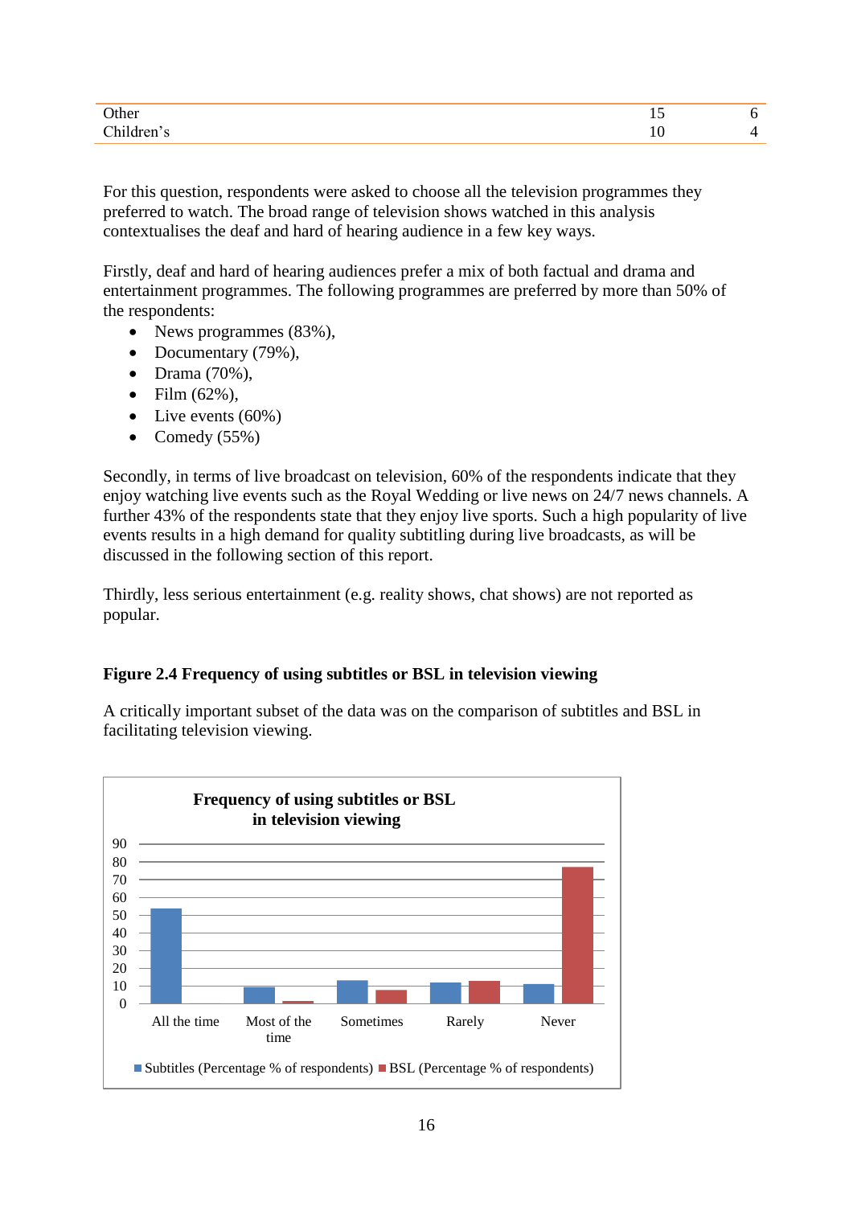| | | |
|---|---|---|
| Other | 15 | 6 |
| Children's | 10 | 4 |

For this question, respondents were asked to choose all the television programmes they preferred to watch. The broad range of television shows watched in this analysis contextualises the deaf and hard of hearing audience in a few key ways.

Firstly, deaf and hard of hearing audiences prefer a mix of both factual and drama and entertainment programmes. The following programmes are preferred by more than 50% of the respondents:

- News programmes (83%),
- Documentary (79%),
- Drama (70%),
- Film (62%),
- Live events (60%)
- Comedy (55%)

Secondly, in terms of live broadcast on television, 60% of the respondents indicate that they enjoy watching live events such as the Royal Wedding or live news on 24/7 news channels. A further 43% of the respondents state that they enjoy live sports. Such a high popularity of live events results in a high demand for quality subtitling during live broadcasts, as will be discussed in the following section of this report.

Thirdly, less serious entertainment (e.g. reality shows, chat shows) are not reported as popular.

**Figure 2.4 Frequency of using subtitles or BSL in television viewing**

A critically important subset of the data was on the comparison of subtitles and BSL in facilitating television viewing.

**Frequency of using subtitles or BSL in television viewing**

| | Subtitles (Percentage % of respondents) | BSL (Percentage % of respondents) |
|---|---|---|
| All the time | 54 | 0 |
| Most of the time | 9 | 1 |
| Sometimes | 13 | 8 |
| Rarely | 12 | 13 |
| Never | 11 | 77 |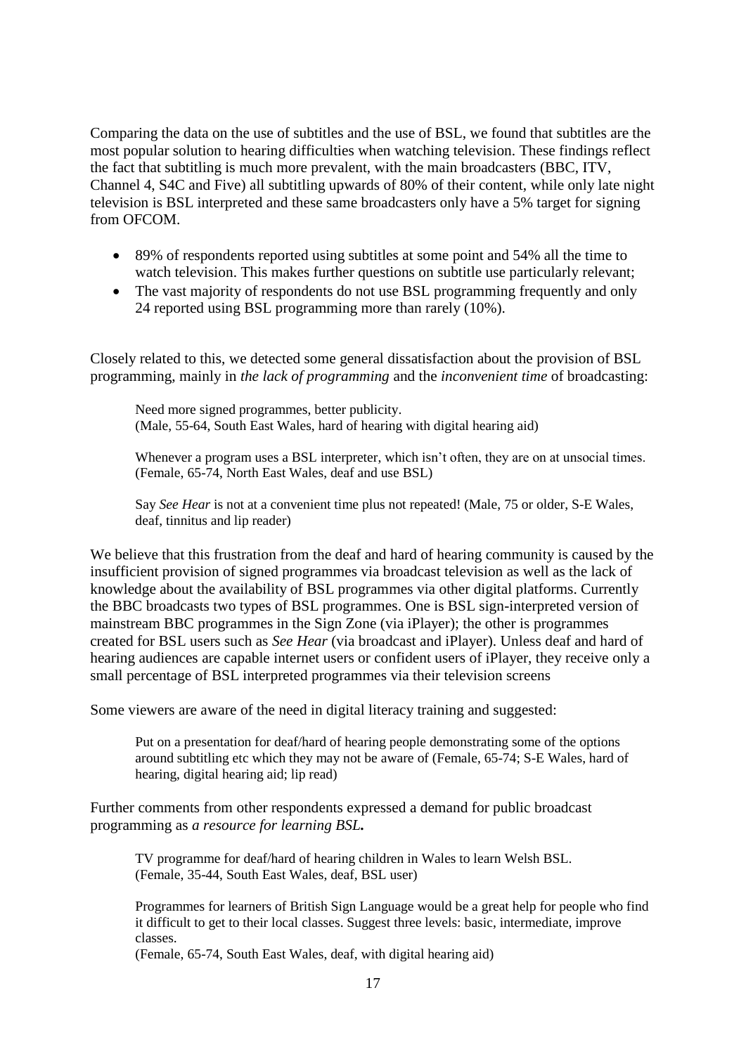Comparing the data on the use of subtitles and the use of BSL, we found that subtitles are the most popular solution to hearing difficulties when watching television. These findings reflect the fact that subtitling is much more prevalent, with the main broadcasters (BBC, ITV, Channel 4, S4C and Five) all subtitling upwards of 80% of their content, while only late night television is BSL interpreted and these same broadcasters only have a 5% target for signing from OFCOM.

- 89% of respondents reported using subtitles at some point and 54% all the time to watch television. This makes further questions on subtitle use particularly relevant;
- The vast majority of respondents do not use BSL programming frequently and only 24 reported using BSL programming more than rarely (10%).

Closely related to this, we detected some general dissatisfaction about the provision of BSL programming, mainly in *the lack of programming* and the *inconvenient time* of broadcasting:

> Need more signed programmes, better publicity.
> (Male, 55-64, South East Wales, hard of hearing with digital hearing aid)
>
> Whenever a program uses a BSL interpreter, which isn't often, they are on at unsocial times. (Female, 65-74, North East Wales, deaf and use BSL)
>
> Say *See Hear* is not at a convenient time plus not repeated! (Male, 75 or older, S-E Wales, deaf, tinnitus and lip reader)

We believe that this frustration from the deaf and hard of hearing community is caused by the insufficient provision of signed programmes via broadcast television as well as the lack of knowledge about the availability of BSL programmes via other digital platforms. Currently the BBC broadcasts two types of BSL programmes. One is BSL sign-interpreted version of mainstream BBC programmes in the Sign Zone (via iPlayer); the other is programmes created for BSL users such as *See Hear* (via broadcast and iPlayer). Unless deaf and hard of hearing audiences are capable internet users or confident users of iPlayer, they receive only a small percentage of BSL interpreted programmes via their television screens

Some viewers are aware of the need in digital literacy training and suggested:

> Put on a presentation for deaf/hard of hearing people demonstrating some of the options around subtitling etc which they may not be aware of (Female, 65-74; S-E Wales, hard of hearing, digital hearing aid; lip read)

Further comments from other respondents expressed a demand for public broadcast programming as ***a resource for learning BSL.***

> TV programme for deaf/hard of hearing children in Wales to learn Welsh BSL.
> (Female, 35-44, South East Wales, deaf, BSL user)
>
> Programmes for learners of British Sign Language would be a great help for people who find it difficult to get to their local classes. Suggest three levels: basic, intermediate, improve classes.
> (Female, 65-74, South East Wales, deaf, with digital hearing aid)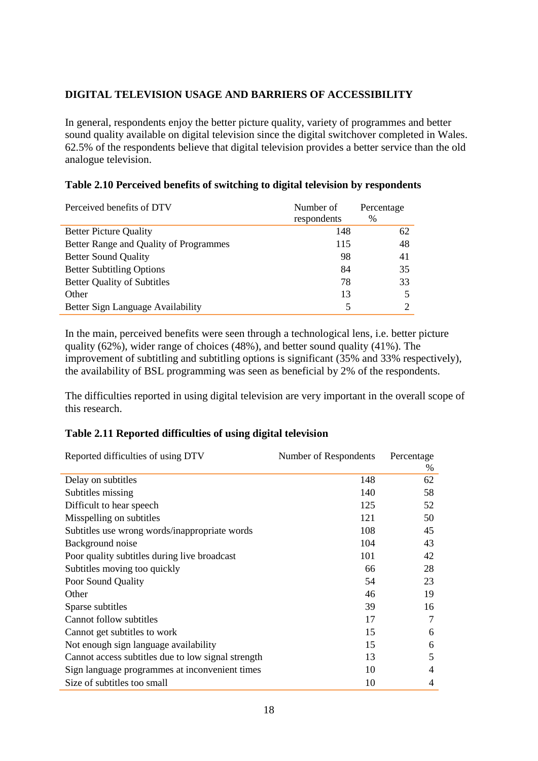## DIGITAL TELEVISION USAGE AND BARRIERS OF ACCESSIBILITY

In general, respondents enjoy the better picture quality, variety of programmes and better sound quality available on digital television since the digital switchover completed in Wales. 62.5% of the respondents believe that digital television provides a better service than the old analogue television.

**Table 2.10 Perceived benefits of switching to digital television by respondents**

| Perceived benefits of DTV | Number of respondents | Percentage % |
|---|---|---|
| Better Picture Quality | 148 | 62 |
| Better Range and Quality of Programmes | 115 | 48 |
| Better Sound Quality | 98 | 41 |
| Better Subtitling Options | 84 | 35 |
| Better Quality of Subtitles | 78 | 33 |
| Other | 13 | 5 |
| Better Sign Language Availability | 5 | 2 |

In the main, perceived benefits were seen through a technological lens, i.e. better picture quality (62%), wider range of choices (48%), and better sound quality (41%). The improvement of subtitling and subtitling options is significant (35% and 33% respectively), the availability of BSL programming was seen as beneficial by 2% of the respondents.

The difficulties reported in using digital television are very important in the overall scope of this research.

**Table 2.11 Reported difficulties of using digital television**

| Reported difficulties of using DTV | Number of Respondents | Percentage % |
|---|---|---|
| Delay on subtitles | 148 | 62 |
| Subtitles missing | 140 | 58 |
| Difficult to hear speech | 125 | 52 |
| Misspelling on subtitles | 121 | 50 |
| Subtitles use wrong words/inappropriate words | 108 | 45 |
| Background noise | 104 | 43 |
| Poor quality subtitles during live broadcast | 101 | 42 |
| Subtitles moving too quickly | 66 | 28 |
| Poor Sound Quality | 54 | 23 |
| Other | 46 | 19 |
| Sparse subtitles | 39 | 16 |
| Cannot follow subtitles | 17 | 7 |
| Cannot get subtitles to work | 15 | 6 |
| Not enough sign language availability | 15 | 6 |
| Cannot access subtitles due to low signal strength | 13 | 5 |
| Sign language programmes at inconvenient times | 10 | 4 |
| Size of subtitles too small | 10 | 4 |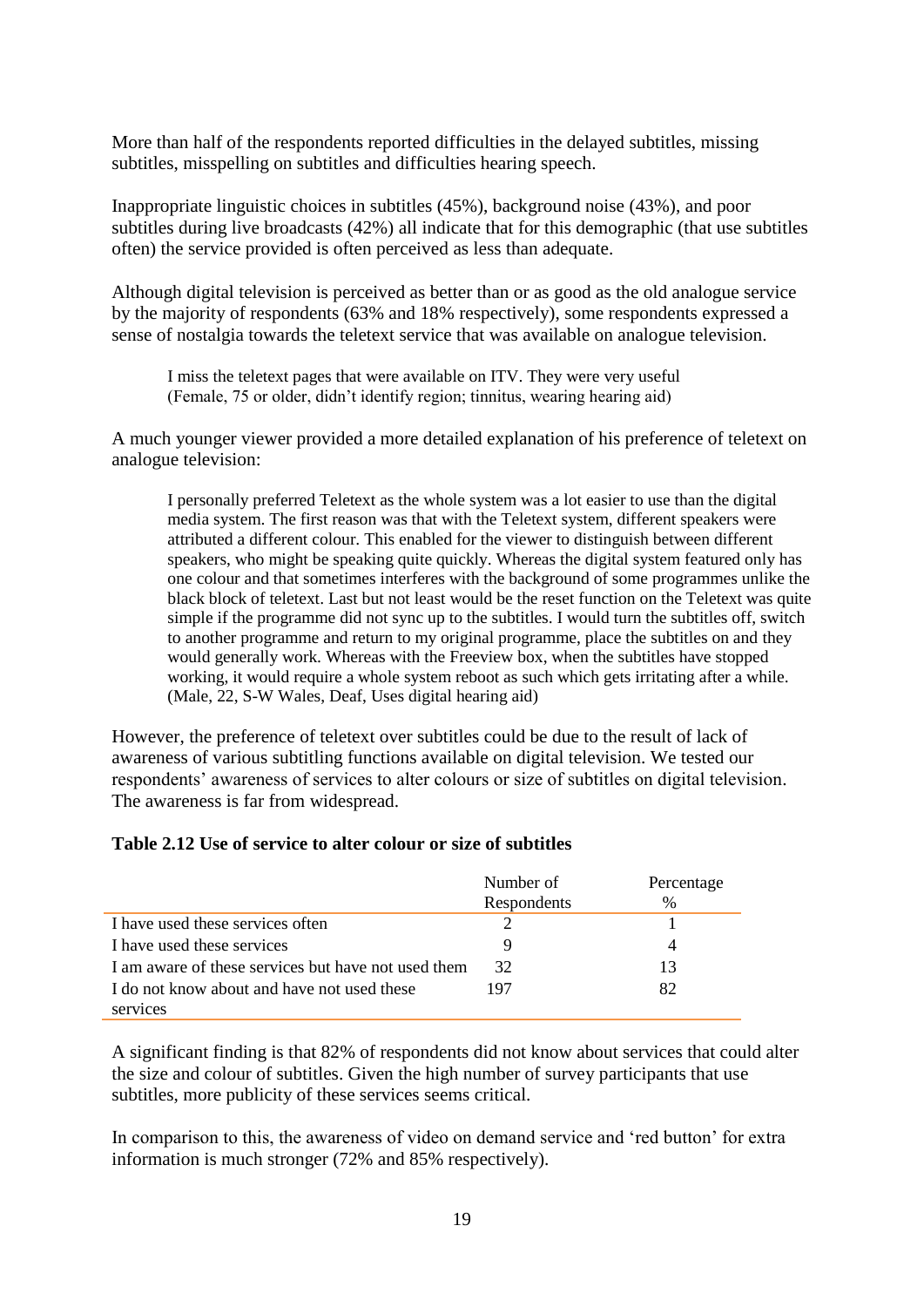More than half of the respondents reported difficulties in the delayed subtitles, missing subtitles, misspelling on subtitles and difficulties hearing speech.

Inappropriate linguistic choices in subtitles (45%), background noise (43%), and poor subtitles during live broadcasts (42%) all indicate that for this demographic (that use subtitles often) the service provided is often perceived as less than adequate.

Although digital television is perceived as better than or as good as the old analogue service by the majority of respondents (63% and 18% respectively), some respondents expressed a sense of nostalgia towards the teletext service that was available on analogue television.

> I miss the teletext pages that were available on ITV. They were very useful (Female, 75 or older, didn't identify region; tinnitus, wearing hearing aid)

A much younger viewer provided a more detailed explanation of his preference of teletext on analogue television:

> I personally preferred Teletext as the whole system was a lot easier to use than the digital media system. The first reason was that with the Teletext system, different speakers were attributed a different colour. This enabled for the viewer to distinguish between different speakers, who might be speaking quite quickly. Whereas the digital system featured only has one colour and that sometimes interferes with the background of some programmes unlike the black block of teletext. Last but not least would be the reset function on the Teletext was quite simple if the programme did not sync up to the subtitles. I would turn the subtitles off, switch to another programme and return to my original programme, place the subtitles on and they would generally work. Whereas with the Freeview box, when the subtitles have stopped working, it would require a whole system reboot as such which gets irritating after a while. (Male, 22, S-W Wales, Deaf, Uses digital hearing aid)

However, the preference of teletext over subtitles could be due to the result of lack of awareness of various subtitling functions available on digital television. We tested our respondents' awareness of services to alter colours or size of subtitles on digital television. The awareness is far from widespread.

**Table 2.12 Use of service to alter colour or size of subtitles**

| | Number of Respondents | Percentage % |
|---|---|---|
| I have used these services often | 2 | 1 |
| I have used these services | 9 | 4 |
| I am aware of these services but have not used them | 32 | 13 |
| I do not know about and have not used these services | 197 | 82 |

A significant finding is that 82% of respondents did not know about services that could alter the size and colour of subtitles. Given the high number of survey participants that use subtitles, more publicity of these services seems critical.

In comparison to this, the awareness of video on demand service and 'red button' for extra information is much stronger (72% and 85% respectively).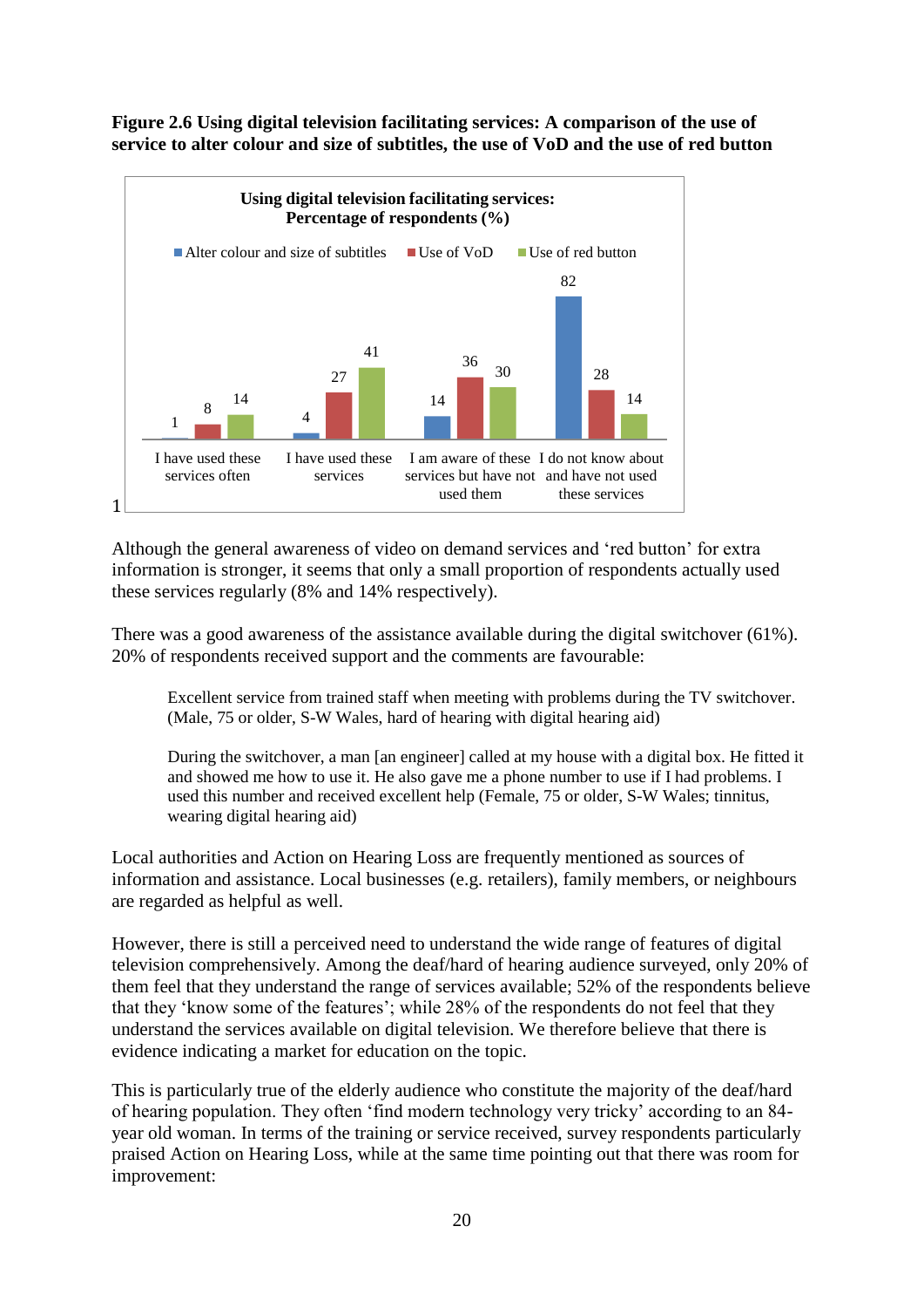**Figure 2.6 Using digital television facilitating services: A comparison of the use of service to alter colour and size of subtitles, the use of VoD and the use of red button**

**Using digital television facilitating services: Percentage of respondents (%)**

| | Alter colour and size of subtitles | Use of VoD | Use of red button |
|---|---|---|---|
| I have used these services often | 1 | 8 | 14 |
| I have used these services | 4 | 27 | 41 |
| I am aware of these services but have not used them | 14 | 36 | 30 |
| I do not know about and have not used these services | 82 | 28 | 14 |

1

Although the general awareness of video on demand services and 'red button' for extra information is stronger, it seems that only a small proportion of respondents actually used these services regularly (8% and 14% respectively).

There was a good awareness of the assistance available during the digital switchover (61%). 20% of respondents received support and the comments are favourable:

> Excellent service from trained staff when meeting with problems during the TV switchover. (Male, 75 or older, S-W Wales, hard of hearing with digital hearing aid)

> During the switchover, a man [an engineer] called at my house with a digital box. He fitted it and showed me how to use it. He also gave me a phone number to use if I had problems. I used this number and received excellent help (Female, 75 or older, S-W Wales; tinnitus, wearing digital hearing aid)

Local authorities and Action on Hearing Loss are frequently mentioned as sources of information and assistance. Local businesses (e.g. retailers), family members, or neighbours are regarded as helpful as well.

However, there is still a perceived need to understand the wide range of features of digital television comprehensively. Among the deaf/hard of hearing audience surveyed, only 20% of them feel that they understand the range of services available; 52% of the respondents believe that they 'know some of the features'; while 28% of the respondents do not feel that they understand the services available on digital television. We therefore believe that there is evidence indicating a market for education on the topic.

This is particularly true of the elderly audience who constitute the majority of the deaf/hard of hearing population. They often 'find modern technology very tricky' according to an 84-year old woman. In terms of the training or service received, survey respondents particularly praised Action on Hearing Loss, while at the same time pointing out that there was room for improvement: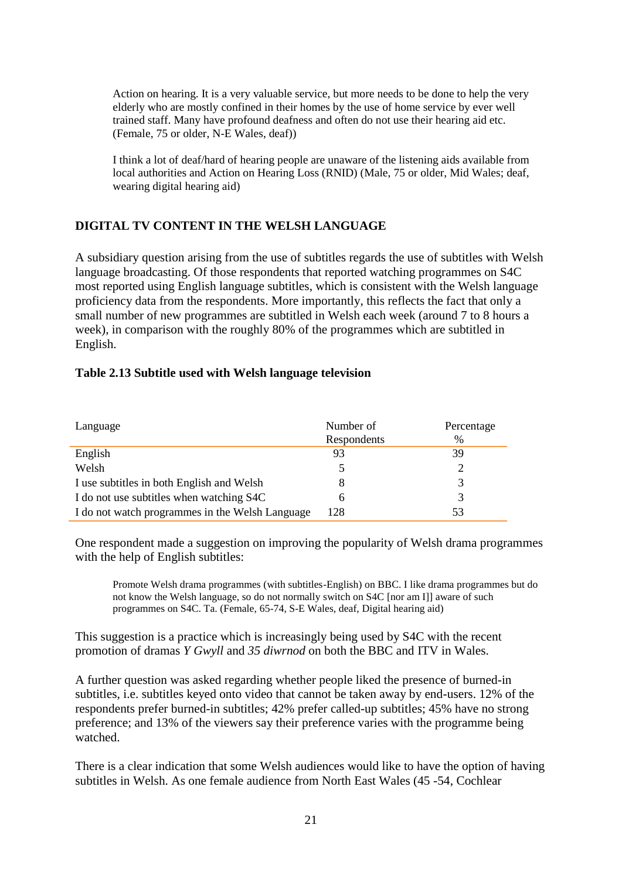> Action on hearing. It is a very valuable service, but more needs to be done to help the very elderly who are mostly confined in their homes by the use of home service by ever well trained staff. Many have profound deafness and often do not use their hearing aid etc. (Female, 75 or older, N-E Wales, deaf))

> I think a lot of deaf/hard of hearing people are unaware of the listening aids available from local authorities and Action on Hearing Loss (RNID) (Male, 75 or older, Mid Wales; deaf, wearing digital hearing aid)

## DIGITAL TV CONTENT IN THE WELSH LANGUAGE

A subsidiary question arising from the use of subtitles regards the use of subtitles with Welsh language broadcasting. Of those respondents that reported watching programmes on S4C most reported using English language subtitles, which is consistent with the Welsh language proficiency data from the respondents. More importantly, this reflects the fact that only a small number of new programmes are subtitled in Welsh each week (around 7 to 8 hours a week), in comparison with the roughly 80% of the programmes which are subtitled in English.

**Table 2.13 Subtitle used with Welsh language television**

| Language | Number of Respondents | Percentage % |
|---|---|---|
| English | 93 | 39 |
| Welsh | 5 | 2 |
| I use subtitles in both English and Welsh | 8 | 3 |
| I do not use subtitles when watching S4C | 6 | 3 |
| I do not watch programmes in the Welsh Language | 128 | 53 |

One respondent made a suggestion on improving the popularity of Welsh drama programmes with the help of English subtitles:

> Promote Welsh drama programmes (with subtitles-English) on BBC. I like drama programmes but do not know the Welsh language, so do not normally switch on S4C [nor am I]] aware of such programmes on S4C. Ta. (Female, 65-74, S-E Wales, deaf, Digital hearing aid)

This suggestion is a practice which is increasingly being used by S4C with the recent promotion of dramas *Y Gwyll* and *35 diwrnod* on both the BBC and ITV in Wales.

A further question was asked regarding whether people liked the presence of burned-in subtitles, i.e. subtitles keyed onto video that cannot be taken away by end-users. 12% of the respondents prefer burned-in subtitles; 42% prefer called-up subtitles; 45% have no strong preference; and 13% of the viewers say their preference varies with the programme being watched.

There is a clear indication that some Welsh audiences would like to have the option of having subtitles in Welsh. As one female audience from North East Wales (45 -54, Cochlear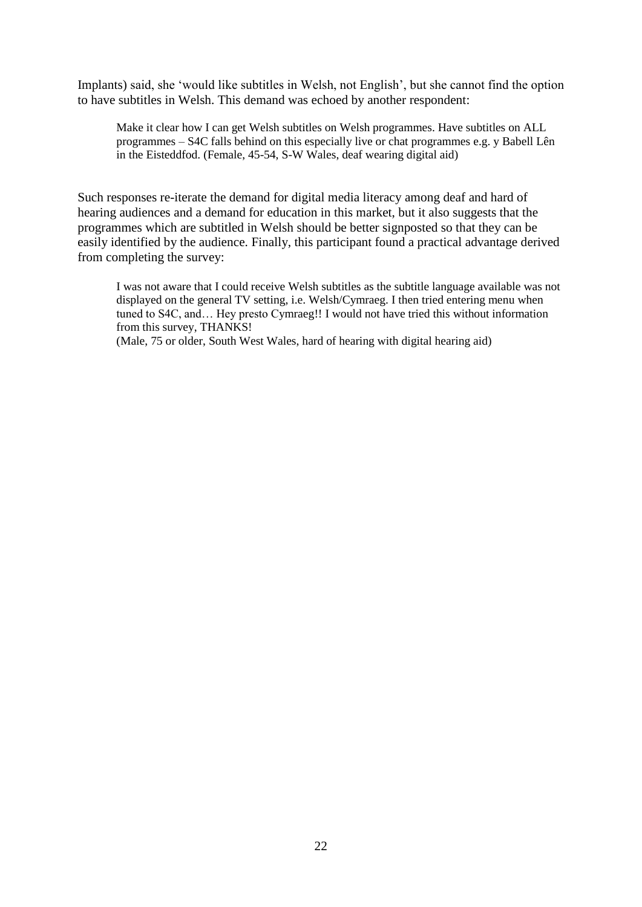Implants) said, she 'would like subtitles in Welsh, not English', but she cannot find the option to have subtitles in Welsh. This demand was echoed by another respondent:

> Make it clear how I can get Welsh subtitles on Welsh programmes. Have subtitles on ALL programmes – S4C falls behind on this especially live or chat programmes e.g. y Babell Lên in the Eisteddfod. (Female, 45-54, S-W Wales, deaf wearing digital aid)

Such responses re-iterate the demand for digital media literacy among deaf and hard of hearing audiences and a demand for education in this market, but it also suggests that the programmes which are subtitled in Welsh should be better signposted so that they can be easily identified by the audience. Finally, this participant found a practical advantage derived from completing the survey:

> I was not aware that I could receive Welsh subtitles as the subtitle language available was not displayed on the general TV setting, i.e. Welsh/Cymraeg. I then tried entering menu when tuned to S4C, and… Hey presto Cymraeg!! I would not have tried this without information from this survey, THANKS!
> (Male, 75 or older, South West Wales, hard of hearing with digital hearing aid)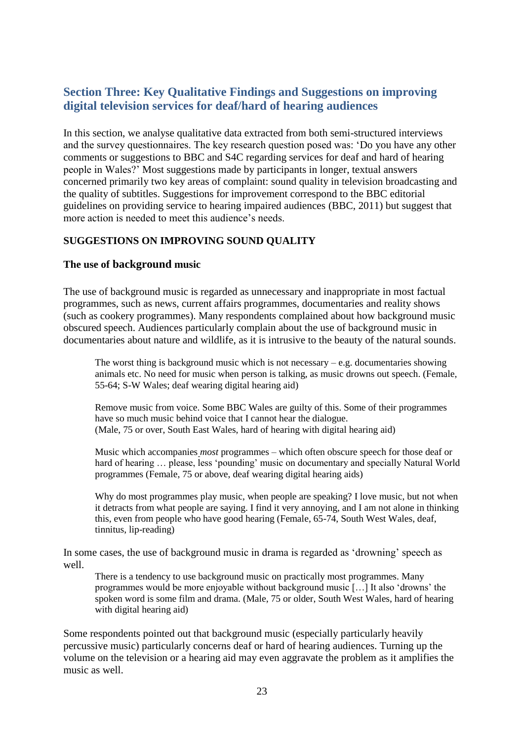## Section Three: Key Qualitative Findings and Suggestions on improving digital television services for deaf/hard of hearing audiences

In this section, we analyse qualitative data extracted from both semi-structured interviews and the survey questionnaires. The key research question posed was: 'Do you have any other comments or suggestions to BBC and S4C regarding services for deaf and hard of hearing people in Wales?' Most suggestions made by participants in longer, textual answers concerned primarily two key areas of complaint: sound quality in television broadcasting and the quality of subtitles. Suggestions for improvement correspond to the BBC editorial guidelines on providing service to hearing impaired audiences (BBC, 2011) but suggest that more action is needed to meet this audience's needs.

### SUGGESTIONS ON IMPROVING SOUND QUALITY

### The use of background music

The use of background music is regarded as unnecessary and inappropriate in most factual programmes, such as news, current affairs programmes, documentaries and reality shows (such as cookery programmes). Many respondents complained about how background music obscured speech. Audiences particularly complain about the use of background music in documentaries about nature and wildlife, as it is intrusive to the beauty of the natural sounds.

> The worst thing is background music which is not necessary – e.g. documentaries showing animals etc. No need for music when person is talking, as music drowns out speech. (Female, 55-64; S-W Wales; deaf wearing digital hearing aid)

> Remove music from voice. Some BBC Wales are guilty of this. Some of their programmes have so much music behind voice that I cannot hear the dialogue.
> (Male, 75 or over, South East Wales, hard of hearing with digital hearing aid)

> Music which accompanies *most* programmes – which often obscure speech for those deaf or hard of hearing … please, less 'pounding' music on documentary and specially Natural World programmes (Female, 75 or above, deaf wearing digital hearing aids)

> Why do most programmes play music, when people are speaking? I love music, but not when it detracts from what people are saying. I find it very annoying, and I am not alone in thinking this, even from people who have good hearing (Female, 65-74, South West Wales, deaf, tinnitus, lip-reading)

In some cases, the use of background music in drama is regarded as 'drowning' speech as well.

> There is a tendency to use background music on practically most programmes. Many programmes would be more enjoyable without background music […] It also 'drowns' the spoken word is some film and drama. (Male, 75 or older, South West Wales, hard of hearing with digital hearing aid)

Some respondents pointed out that background music (especially particularly heavily percussive music) particularly concerns deaf or hard of hearing audiences. Turning up the volume on the television or a hearing aid may even aggravate the problem as it amplifies the music as well.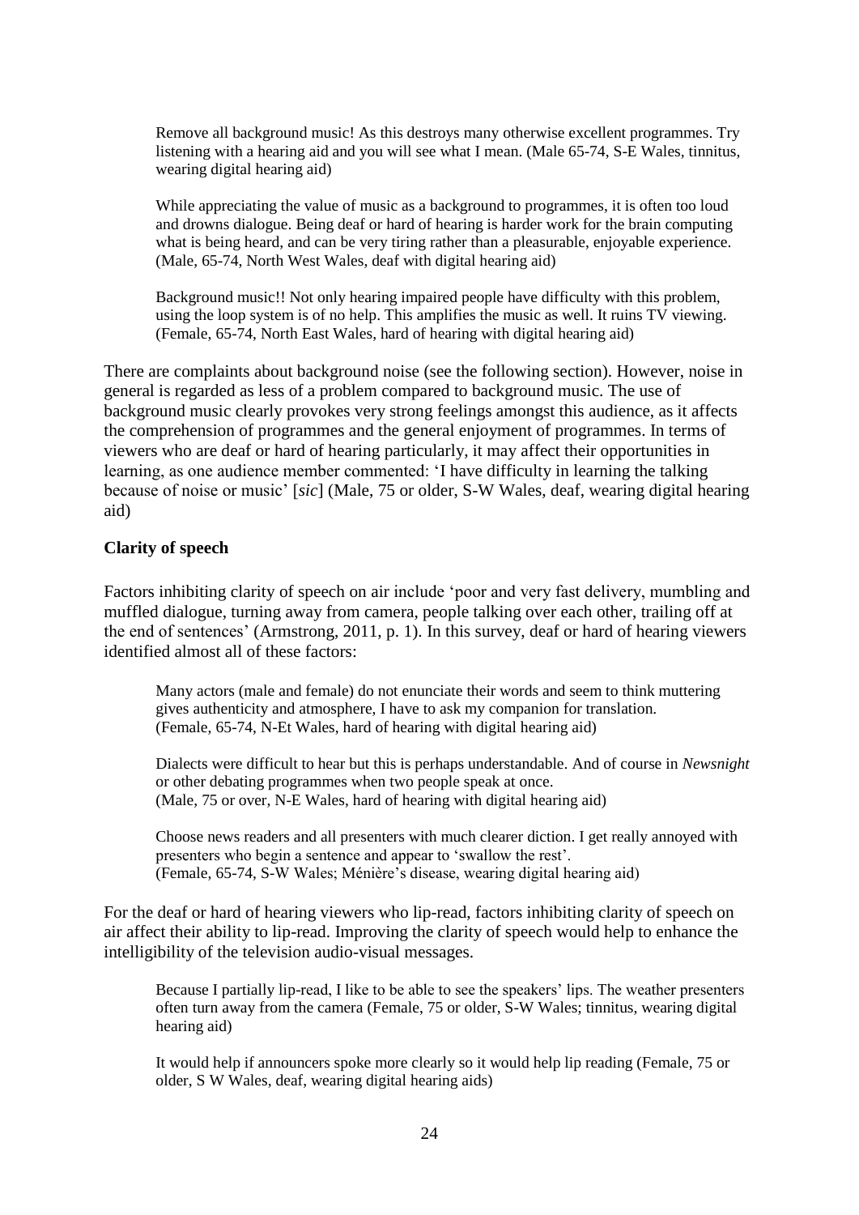> Remove all background music! As this destroys many otherwise excellent programmes. Try listening with a hearing aid and you will see what I mean. (Male 65-74, S-E Wales, tinnitus, wearing digital hearing aid)

> While appreciating the value of music as a background to programmes, it is often too loud and drowns dialogue. Being deaf or hard of hearing is harder work for the brain computing what is being heard, and can be very tiring rather than a pleasurable, enjoyable experience. (Male, 65-74, North West Wales, deaf with digital hearing aid)

> Background music!! Not only hearing impaired people have difficulty with this problem, using the loop system is of no help. This amplifies the music as well. It ruins TV viewing. (Female, 65-74, North East Wales, hard of hearing with digital hearing aid)

There are complaints about background noise (see the following section). However, noise in general is regarded as less of a problem compared to background music. The use of background music clearly provokes very strong feelings amongst this audience, as it affects the comprehension of programmes and the general enjoyment of programmes. In terms of viewers who are deaf or hard of hearing particularly, it may affect their opportunities in learning, as one audience member commented: 'I have difficulty in learning the talking because of noise or music' [*sic*] (Male, 75 or older, S-W Wales, deaf, wearing digital hearing aid)

**Clarity of speech**

Factors inhibiting clarity of speech on air include 'poor and very fast delivery, mumbling and muffled dialogue, turning away from camera, people talking over each other, trailing off at the end of sentences' (Armstrong, 2011, p. 1). In this survey, deaf or hard of hearing viewers identified almost all of these factors:

> Many actors (male and female) do not enunciate their words and seem to think muttering gives authenticity and atmosphere, I have to ask my companion for translation. (Female, 65-74, N-Et Wales, hard of hearing with digital hearing aid)

> Dialects were difficult to hear but this is perhaps understandable. And of course in *Newsnight* or other debating programmes when two people speak at once. (Male, 75 or over, N-E Wales, hard of hearing with digital hearing aid)

> Choose news readers and all presenters with much clearer diction. I get really annoyed with presenters who begin a sentence and appear to 'swallow the rest'. (Female, 65-74, S-W Wales; Ménière's disease, wearing digital hearing aid)

For the deaf or hard of hearing viewers who lip-read, factors inhibiting clarity of speech on air affect their ability to lip-read. Improving the clarity of speech would help to enhance the intelligibility of the television audio-visual messages.

> Because I partially lip-read, I like to be able to see the speakers' lips. The weather presenters often turn away from the camera (Female, 75 or older, S-W Wales; tinnitus, wearing digital hearing aid)

> It would help if announcers spoke more clearly so it would help lip reading (Female, 75 or older, S W Wales, deaf, wearing digital hearing aids)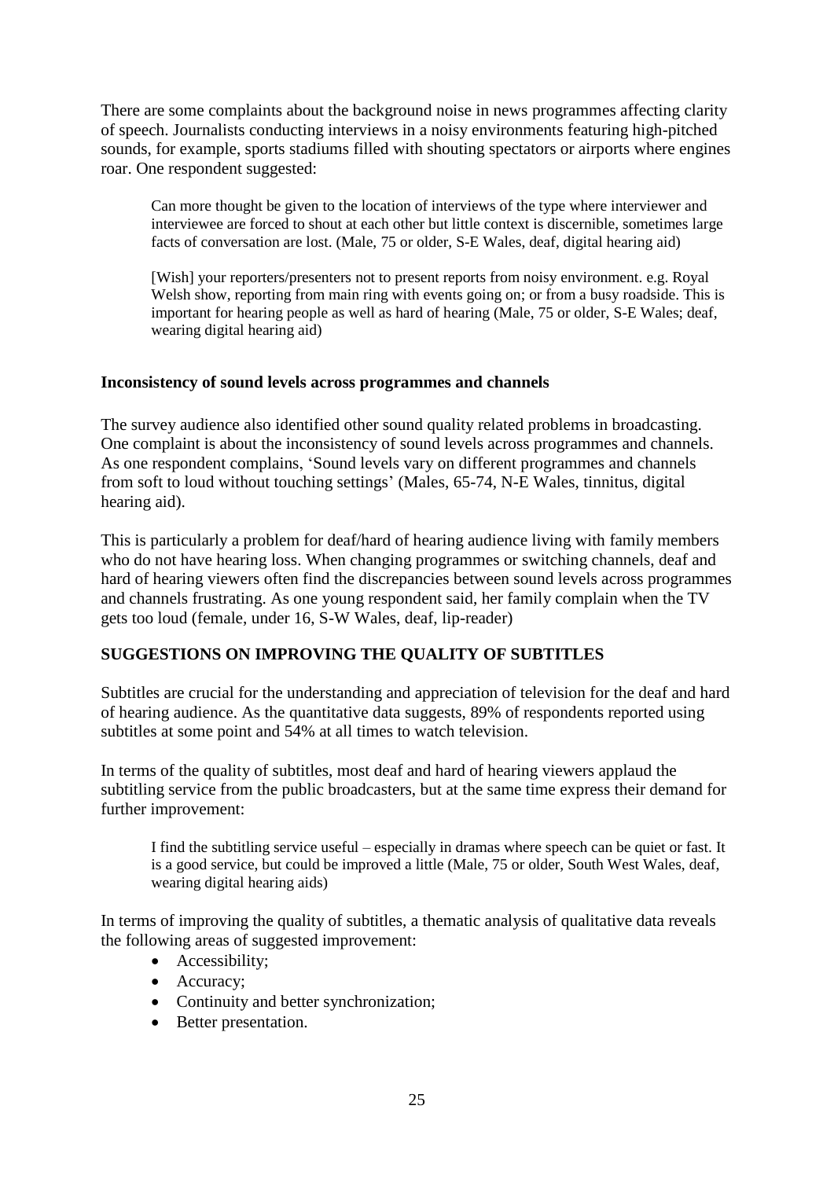There are some complaints about the background noise in news programmes affecting clarity of speech. Journalists conducting interviews in a noisy environments featuring high-pitched sounds, for example, sports stadiums filled with shouting spectators or airports where engines roar. One respondent suggested:

> Can more thought be given to the location of interviews of the type where interviewer and interviewee are forced to shout at each other but little context is discernible, sometimes large facts of conversation are lost. (Male, 75 or older, S-E Wales, deaf, digital hearing aid)

> [Wish] your reporters/presenters not to present reports from noisy environment. e.g. Royal Welsh show, reporting from main ring with events going on; or from a busy roadside. This is important for hearing people as well as hard of hearing (Male, 75 or older, S-E Wales; deaf, wearing digital hearing aid)

**Inconsistency of sound levels across programmes and channels**

The survey audience also identified other sound quality related problems in broadcasting. One complaint is about the inconsistency of sound levels across programmes and channels. As one respondent complains, 'Sound levels vary on different programmes and channels from soft to loud without touching settings' (Males, 65-74, N-E Wales, tinnitus, digital hearing aid).

This is particularly a problem for deaf/hard of hearing audience living with family members who do not have hearing loss. When changing programmes or switching channels, deaf and hard of hearing viewers often find the discrepancies between sound levels across programmes and channels frustrating. As one young respondent said, her family complain when the TV gets too loud (female, under 16, S-W Wales, deaf, lip-reader)

**SUGGESTIONS ON IMPROVING THE QUALITY OF SUBTITLES**

Subtitles are crucial for the understanding and appreciation of television for the deaf and hard of hearing audience. As the quantitative data suggests, 89% of respondents reported using subtitles at some point and 54% at all times to watch television.

In terms of the quality of subtitles, most deaf and hard of hearing viewers applaud the subtitling service from the public broadcasters, but at the same time express their demand for further improvement:

> I find the subtitling service useful – especially in dramas where speech can be quiet or fast. It is a good service, but could be improved a little (Male, 75 or older, South West Wales, deaf, wearing digital hearing aids)

In terms of improving the quality of subtitles, a thematic analysis of qualitative data reveals the following areas of suggested improvement:

- Accessibility;
- Accuracy;
- Continuity and better synchronization;
- Better presentation.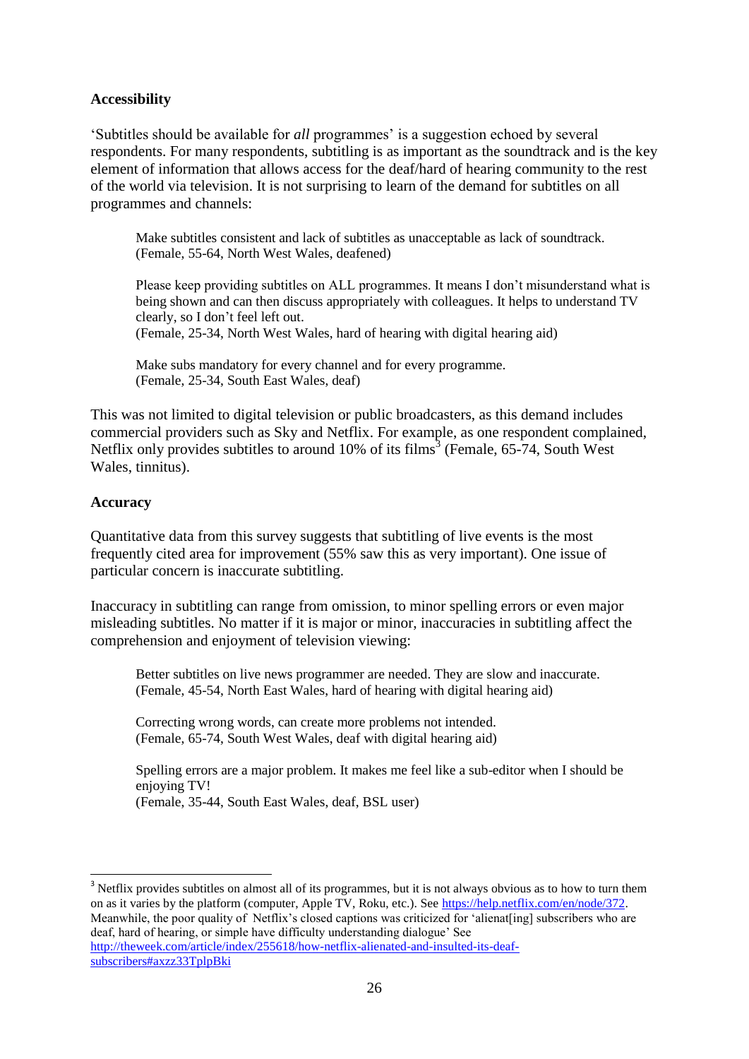**Accessibility**

'Subtitles should be available for *all* programmes' is a suggestion echoed by several respondents. For many respondents, subtitling is as important as the soundtrack and is the key element of information that allows access for the deaf/hard of hearing community to the rest of the world via television. It is not surprising to learn of the demand for subtitles on all programmes and channels:

> Make subtitles consistent and lack of subtitles as unacceptable as lack of soundtrack.
> (Female, 55-64, North West Wales, deafened)

> Please keep providing subtitles on ALL programmes. It means I don't misunderstand what is being shown and can then discuss appropriately with colleagues. It helps to understand TV clearly, so I don't feel left out.
> (Female, 25-34, North West Wales, hard of hearing with digital hearing aid)

> Make subs mandatory for every channel and for every programme.
> (Female, 25-34, South East Wales, deaf)

This was not limited to digital television or public broadcasters, as this demand includes commercial providers such as Sky and Netflix. For example, as one respondent complained, Netflix only provides subtitles to around 10% of its films[3] (Female, 65-74, South West Wales, tinnitus).

**Accuracy**

Quantitative data from this survey suggests that subtitling of live events is the most frequently cited area for improvement (55% saw this as very important). One issue of particular concern is inaccurate subtitling.

Inaccuracy in subtitling can range from omission, to minor spelling errors or even major misleading subtitles. No matter if it is major or minor, inaccuracies in subtitling affect the comprehension and enjoyment of television viewing:

> Better subtitles on live news programmer are needed. They are slow and inaccurate.
> (Female, 45-54, North East Wales, hard of hearing with digital hearing aid)

> Correcting wrong words, can create more problems not intended.
> (Female, 65-74, South West Wales, deaf with digital hearing aid)

> Spelling errors are a major problem. It makes me feel like a sub-editor when I should be enjoying TV!
> (Female, 35-44, South East Wales, deaf, BSL user)

---

[3] Netflix provides subtitles on almost all of its programmes, but it is not always obvious as to how to turn them on as it varies by the platform (computer, Apple TV, Roku, etc.). See https://help.netflix.com/en/node/372. Meanwhile, the poor quality of Netflix's closed captions was criticized for 'alienat[ing] subscribers who are deaf, hard of hearing, or simple have difficulty understanding dialogue' See http://theweek.com/article/index/255618/how-netflix-alienated-and-insulted-its-deaf-subscribers#axzz33TplpBki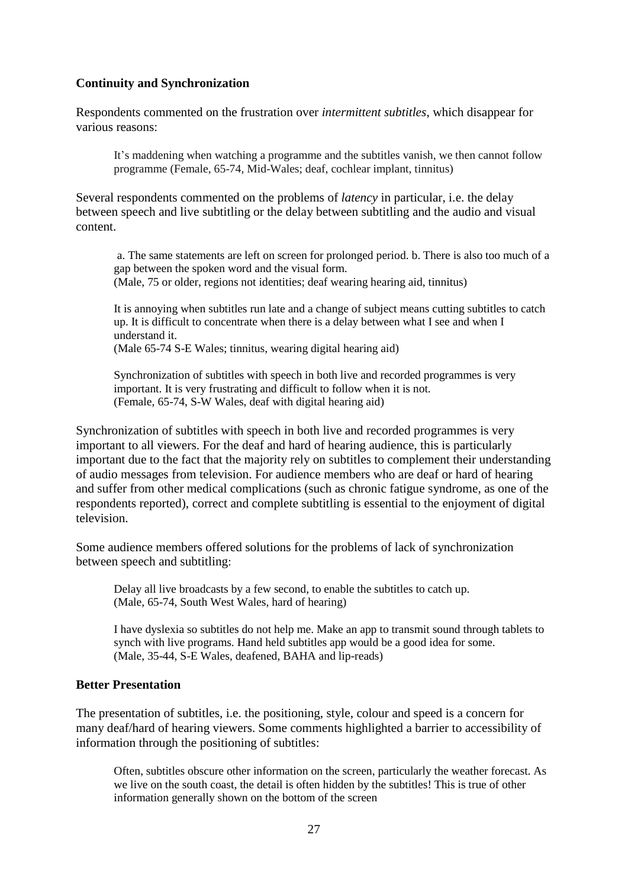**Continuity and Synchronization**

Respondents commented on the frustration over *intermittent subtitles*, which disappear for various reasons:

> It's maddening when watching a programme and the subtitles vanish, we then cannot follow programme (Female, 65-74, Mid-Wales; deaf, cochlear implant, tinnitus)

Several respondents commented on the problems of *latency* in particular, i.e. the delay between speech and live subtitling or the delay between subtitling and the audio and visual content.

> a. The same statements are left on screen for prolonged period. b. There is also too much of a gap between the spoken word and the visual form.
> (Male, 75 or older, regions not identities; deaf wearing hearing aid, tinnitus)

> It is annoying when subtitles run late and a change of subject means cutting subtitles to catch up. It is difficult to concentrate when there is a delay between what I see and when I understand it.
> (Male 65-74 S-E Wales; tinnitus, wearing digital hearing aid)

> Synchronization of subtitles with speech in both live and recorded programmes is very important. It is very frustrating and difficult to follow when it is not.
> (Female, 65-74, S-W Wales, deaf with digital hearing aid)

Synchronization of subtitles with speech in both live and recorded programmes is very important to all viewers. For the deaf and hard of hearing audience, this is particularly important due to the fact that the majority rely on subtitles to complement their understanding of audio messages from television. For audience members who are deaf or hard of hearing and suffer from other medical complications (such as chronic fatigue syndrome, as one of the respondents reported), correct and complete subtitling is essential to the enjoyment of digital television.

Some audience members offered solutions for the problems of lack of synchronization between speech and subtitling:

> Delay all live broadcasts by a few second, to enable the subtitles to catch up.
> (Male, 65-74, South West Wales, hard of hearing)

> I have dyslexia so subtitles do not help me. Make an app to transmit sound through tablets to synch with live programs. Hand held subtitles app would be a good idea for some.
> (Male, 35-44, S-E Wales, deafened, BAHA and lip-reads)

**Better Presentation**

The presentation of subtitles, i.e. the positioning, style, colour and speed is a concern for many deaf/hard of hearing viewers. Some comments highlighted a barrier to accessibility of information through the positioning of subtitles:

> Often, subtitles obscure other information on the screen, particularly the weather forecast. As we live on the south coast, the detail is often hidden by the subtitles! This is true of other information generally shown on the bottom of the screen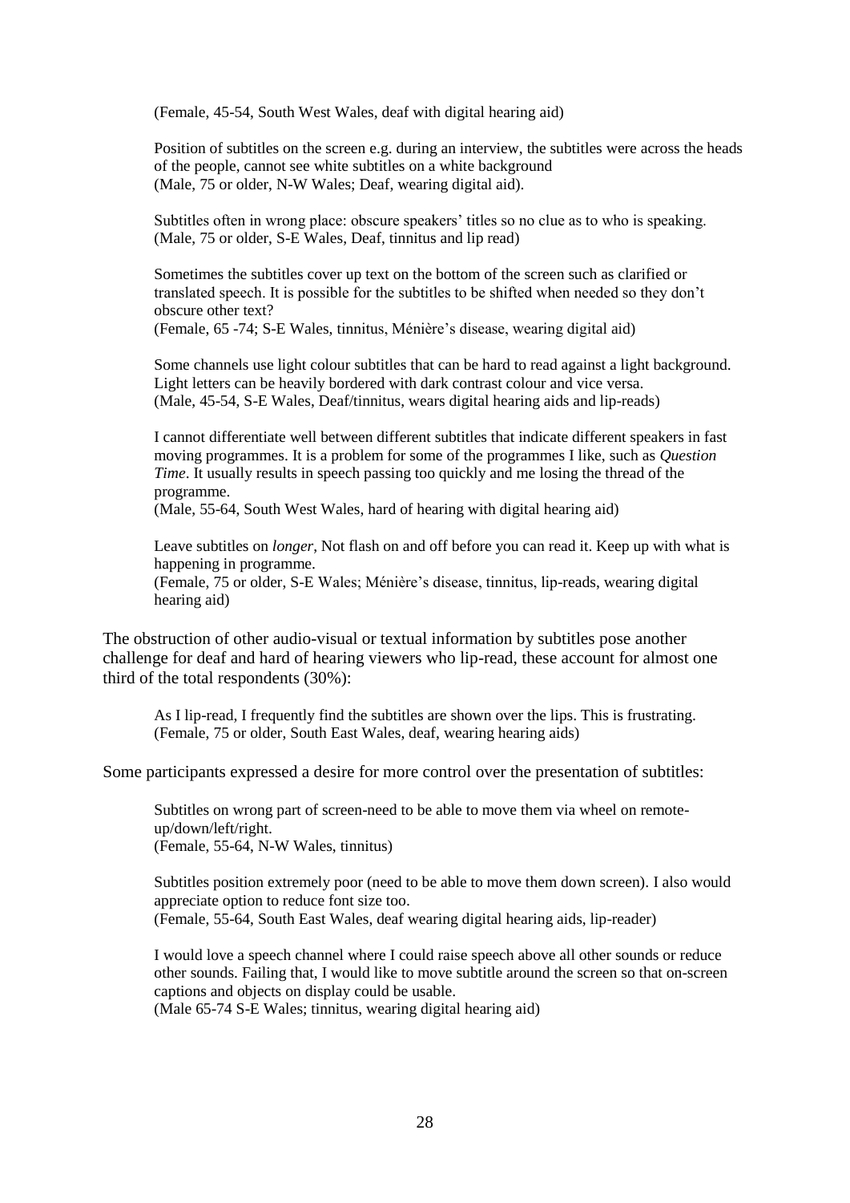> (Female, 45-54, South West Wales, deaf with digital hearing aid)

> Position of subtitles on the screen e.g. during an interview, the subtitles were across the heads of the people, cannot see white subtitles on a white background
> (Male, 75 or older, N-W Wales; Deaf, wearing digital aid).

> Subtitles often in wrong place: obscure speakers' titles so no clue as to who is speaking.
> (Male, 75 or older, S-E Wales, Deaf, tinnitus and lip read)

> Sometimes the subtitles cover up text on the bottom of the screen such as clarified or translated speech. It is possible for the subtitles to be shifted when needed so they don't obscure other text?
> (Female, 65 -74; S-E Wales, tinnitus, Ménière's disease, wearing digital aid)

> Some channels use light colour subtitles that can be hard to read against a light background. Light letters can be heavily bordered with dark contrast colour and vice versa.
> (Male, 45-54, S-E Wales, Deaf/tinnitus, wears digital hearing aids and lip-reads)

> I cannot differentiate well between different subtitles that indicate different speakers in fast moving programmes. It is a problem for some of the programmes I like, such as *Question Time*. It usually results in speech passing too quickly and me losing the thread of the programme.
> (Male, 55-64, South West Wales, hard of hearing with digital hearing aid)

> Leave subtitles on *longer*, Not flash on and off before you can read it. Keep up with what is happening in programme.
> (Female, 75 or older, S-E Wales; Ménière's disease, tinnitus, lip-reads, wearing digital hearing aid)

The obstruction of other audio-visual or textual information by subtitles pose another challenge for deaf and hard of hearing viewers who lip-read, these account for almost one third of the total respondents (30%):

> As I lip-read, I frequently find the subtitles are shown over the lips. This is frustrating.
> (Female, 75 or older, South East Wales, deaf, wearing hearing aids)

Some participants expressed a desire for more control over the presentation of subtitles:

> Subtitles on wrong part of screen-need to be able to move them via wheel on remote-up/down/left/right.
> (Female, 55-64, N-W Wales, tinnitus)

> Subtitles position extremely poor (need to be able to move them down screen). I also would appreciate option to reduce font size too.
> (Female, 55-64, South East Wales, deaf wearing digital hearing aids, lip-reader)

> I would love a speech channel where I could raise speech above all other sounds or reduce other sounds. Failing that, I would like to move subtitle around the screen so that on-screen captions and objects on display could be usable.
> (Male 65-74 S-E Wales; tinnitus, wearing digital hearing aid)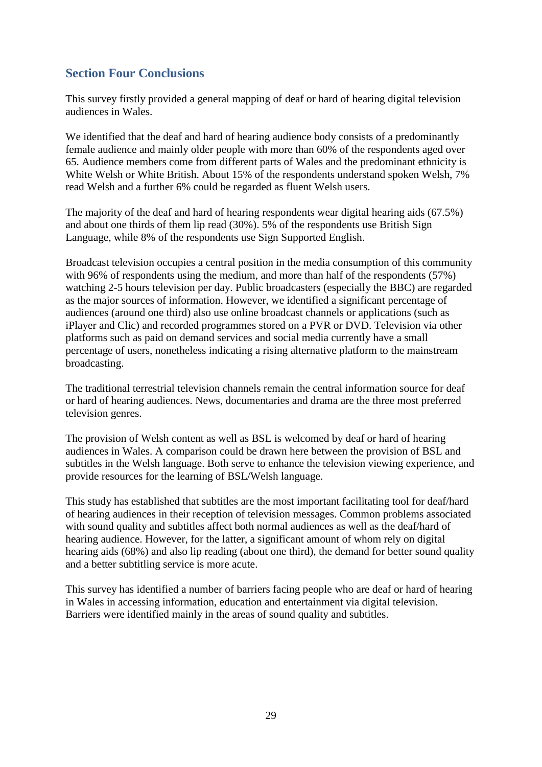## Section Four Conclusions

This survey firstly provided a general mapping of deaf or hard of hearing digital television audiences in Wales.

We identified that the deaf and hard of hearing audience body consists of a predominantly female audience and mainly older people with more than 60% of the respondents aged over 65. Audience members come from different parts of Wales and the predominant ethnicity is White Welsh or White British. About 15% of the respondents understand spoken Welsh, 7% read Welsh and a further 6% could be regarded as fluent Welsh users.

The majority of the deaf and hard of hearing respondents wear digital hearing aids (67.5%) and about one thirds of them lip read (30%). 5% of the respondents use British Sign Language, while 8% of the respondents use Sign Supported English.

Broadcast television occupies a central position in the media consumption of this community with 96% of respondents using the medium, and more than half of the respondents (57%) watching 2-5 hours television per day. Public broadcasters (especially the BBC) are regarded as the major sources of information. However, we identified a significant percentage of audiences (around one third) also use online broadcast channels or applications (such as iPlayer and Clic) and recorded programmes stored on a PVR or DVD. Television via other platforms such as paid on demand services and social media currently have a small percentage of users, nonetheless indicating a rising alternative platform to the mainstream broadcasting.

The traditional terrestrial television channels remain the central information source for deaf or hard of hearing audiences. News, documentaries and drama are the three most preferred television genres.

The provision of Welsh content as well as BSL is welcomed by deaf or hard of hearing audiences in Wales. A comparison could be drawn here between the provision of BSL and subtitles in the Welsh language. Both serve to enhance the television viewing experience, and provide resources for the learning of BSL/Welsh language.

This study has established that subtitles are the most important facilitating tool for deaf/hard of hearing audiences in their reception of television messages. Common problems associated with sound quality and subtitles affect both normal audiences as well as the deaf/hard of hearing audience. However, for the latter, a significant amount of whom rely on digital hearing aids (68%) and also lip reading (about one third), the demand for better sound quality and a better subtitling service is more acute.

This survey has identified a number of barriers facing people who are deaf or hard of hearing in Wales in accessing information, education and entertainment via digital television. Barriers were identified mainly in the areas of sound quality and subtitles.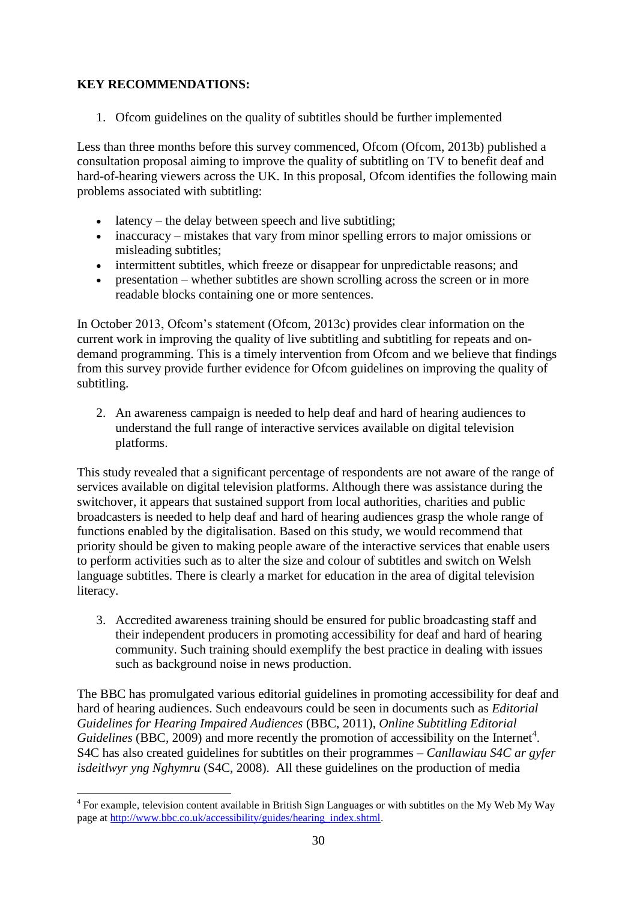**KEY RECOMMENDATIONS:**

1. Ofcom guidelines on the quality of subtitles should be further implemented

Less than three months before this survey commenced, Ofcom (Ofcom, 2013b) published a consultation proposal aiming to improve the quality of subtitling on TV to benefit deaf and hard-of-hearing viewers across the UK. In this proposal, Ofcom identifies the following main problems associated with subtitling:

- latency – the delay between speech and live subtitling;
- inaccuracy – mistakes that vary from minor spelling errors to major omissions or misleading subtitles;
- intermittent subtitles, which freeze or disappear for unpredictable reasons; and
- presentation – whether subtitles are shown scrolling across the screen or in more readable blocks containing one or more sentences.

In October 2013, Ofcom's statement (Ofcom, 2013c) provides clear information on the current work in improving the quality of live subtitling and subtitling for repeats and on-demand programming. This is a timely intervention from Ofcom and we believe that findings from this survey provide further evidence for Ofcom guidelines on improving the quality of subtitling.

2. An awareness campaign is needed to help deaf and hard of hearing audiences to understand the full range of interactive services available on digital television platforms.

This study revealed that a significant percentage of respondents are not aware of the range of services available on digital television platforms. Although there was assistance during the switchover, it appears that sustained support from local authorities, charities and public broadcasters is needed to help deaf and hard of hearing audiences grasp the whole range of functions enabled by the digitalisation. Based on this study, we would recommend that priority should be given to making people aware of the interactive services that enable users to perform activities such as to alter the size and colour of subtitles and switch on Welsh language subtitles. There is clearly a market for education in the area of digital television literacy.

3. Accredited awareness training should be ensured for public broadcasting staff and their independent producers in promoting accessibility for deaf and hard of hearing community. Such training should exemplify the best practice in dealing with issues such as background noise in news production.

The BBC has promulgated various editorial guidelines in promoting accessibility for deaf and hard of hearing audiences. Such endeavours could be seen in documents such as *Editorial Guidelines for Hearing Impaired Audiences* (BBC, 2011), *Online Subtitling Editorial Guidelines* (BBC, 2009) and more recently the promotion of accessibility on the Internet[4]. S4C has also created guidelines for subtitles on their programmes – *Canllawiau S4C ar gyfer isdeitlwyr yng Nghymru* (S4C, 2008). All these guidelines on the production of media

[4] For example, television content available in British Sign Languages or with subtitles on the My Web My Way page at http://www.bbc.co.uk/accessibility/guides/hearing_index.shtml.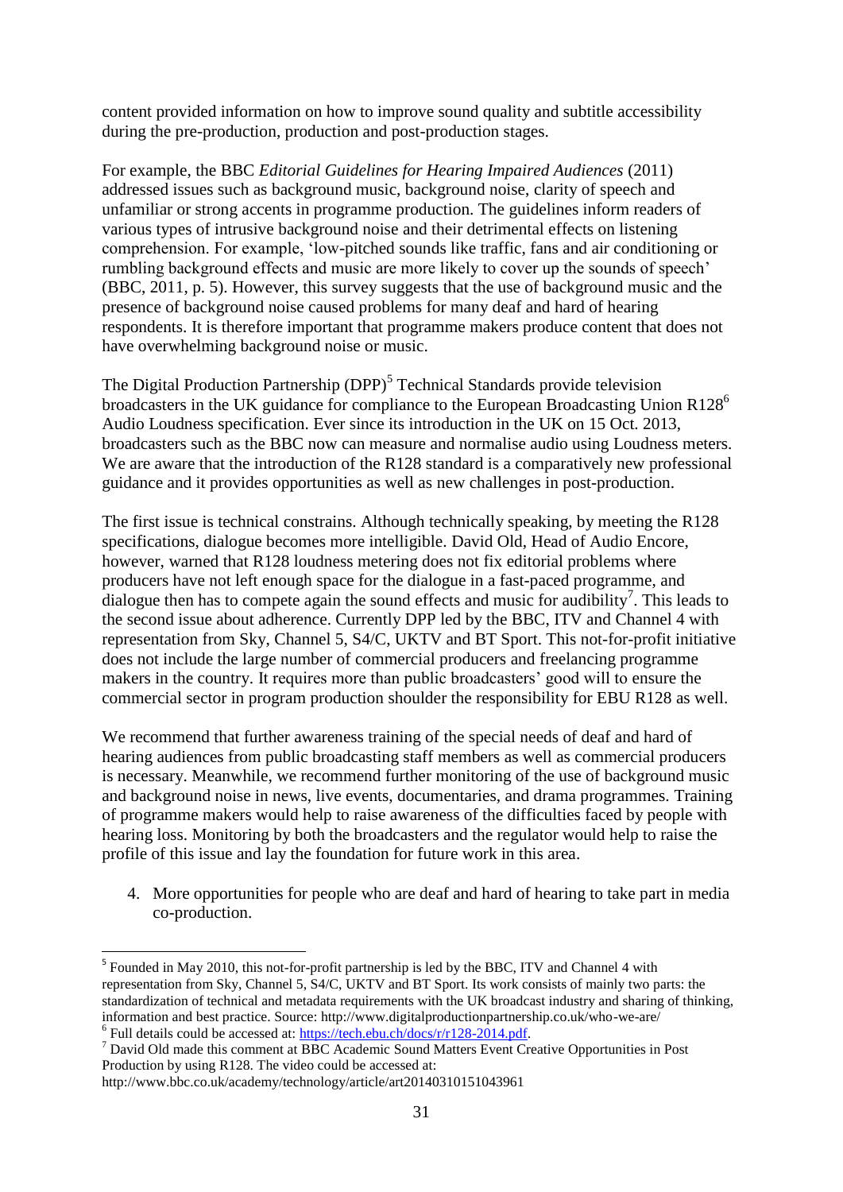content provided information on how to improve sound quality and subtitle accessibility during the pre-production, production and post-production stages.

For example, the BBC *Editorial Guidelines for Hearing Impaired Audiences* (2011) addressed issues such as background music, background noise, clarity of speech and unfamiliar or strong accents in programme production. The guidelines inform readers of various types of intrusive background noise and their detrimental effects on listening comprehension. For example, 'low-pitched sounds like traffic, fans and air conditioning or rumbling background effects and music are more likely to cover up the sounds of speech' (BBC, 2011, p. 5). However, this survey suggests that the use of background music and the presence of background noise caused problems for many deaf and hard of hearing respondents. It is therefore important that programme makers produce content that does not have overwhelming background noise or music.

The Digital Production Partnership (DPP)[5] Technical Standards provide television broadcasters in the UK guidance for compliance to the European Broadcasting Union R128[6] Audio Loudness specification. Ever since its introduction in the UK on 15 Oct. 2013, broadcasters such as the BBC now can measure and normalise audio using Loudness meters. We are aware that the introduction of the R128 standard is a comparatively new professional guidance and it provides opportunities as well as new challenges in post-production.

The first issue is technical constrains. Although technically speaking, by meeting the R128 specifications, dialogue becomes more intelligible. David Old, Head of Audio Encore, however, warned that R128 loudness metering does not fix editorial problems where producers have not left enough space for the dialogue in a fast-paced programme, and dialogue then has to compete again the sound effects and music for audibility[7]. This leads to the second issue about adherence. Currently DPP led by the BBC, ITV and Channel 4 with representation from Sky, Channel 5, S4/C, UKTV and BT Sport. This not-for-profit initiative does not include the large number of commercial producers and freelancing programme makers in the country. It requires more than public broadcasters' good will to ensure the commercial sector in program production shoulder the responsibility for EBU R128 as well.

We recommend that further awareness training of the special needs of deaf and hard of hearing audiences from public broadcasting staff members as well as commercial producers is necessary. Meanwhile, we recommend further monitoring of the use of background music and background noise in news, live events, documentaries, and drama programmes. Training of programme makers would help to raise awareness of the difficulties faced by people with hearing loss. Monitoring by both the broadcasters and the regulator would help to raise the profile of this issue and lay the foundation for future work in this area.

4. More opportunities for people who are deaf and hard of hearing to take part in media co-production.

---

[5] Founded in May 2010, this not-for-profit partnership is led by the BBC, ITV and Channel 4 with representation from Sky, Channel 5, S4/C, UKTV and BT Sport. Its work consists of mainly two parts: the standardization of technical and metadata requirements with the UK broadcast industry and sharing of thinking, information and best practice. Source: http://www.digitalproductionpartnership.co.uk/who-we-are/

[6] Full details could be accessed at: https://tech.ebu.ch/docs/r/r128-2014.pdf.

[7] David Old made this comment at BBC Academic Sound Matters Event Creative Opportunities in Post Production by using R128. The video could be accessed at: http://www.bbc.co.uk/academy/technology/article/art20140310151043961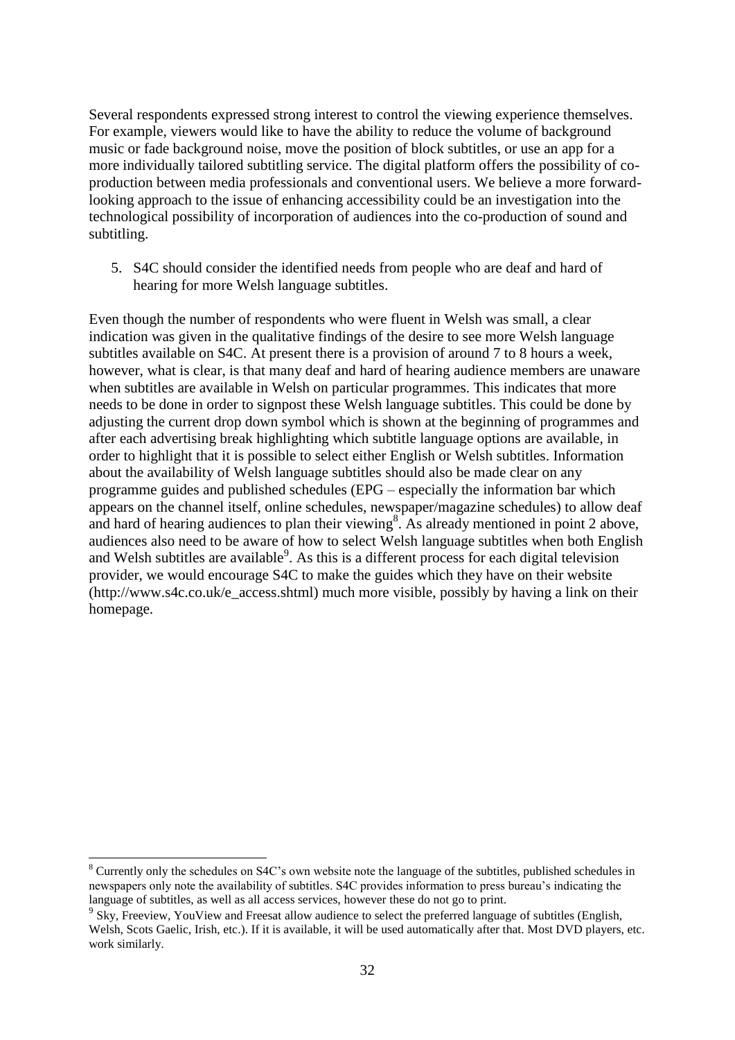Several respondents expressed strong interest to control the viewing experience themselves. For example, viewers would like to have the ability to reduce the volume of background music or fade background noise, move the position of block subtitles, or use an app for a more individually tailored subtitling service. The digital platform offers the possibility of co-production between media professionals and conventional users. We believe a more forward-looking approach to the issue of enhancing accessibility could be an investigation into the technological possibility of incorporation of audiences into the co-production of sound and subtitling.

5. S4C should consider the identified needs from people who are deaf and hard of hearing for more Welsh language subtitles.

Even though the number of respondents who were fluent in Welsh was small, a clear indication was given in the qualitative findings of the desire to see more Welsh language subtitles available on S4C. At present there is a provision of around 7 to 8 hours a week, however, what is clear, is that many deaf and hard of hearing audience members are unaware when subtitles are available in Welsh on particular programmes. This indicates that more needs to be done in order to signpost these Welsh language subtitles. This could be done by adjusting the current drop down symbol which is shown at the beginning of programmes and after each advertising break highlighting which subtitle language options are available, in order to highlight that it is possible to select either English or Welsh subtitles. Information about the availability of Welsh language subtitles should also be made clear on any programme guides and published schedules (EPG – especially the information bar which appears on the channel itself, online schedules, newspaper/magazine schedules) to allow deaf and hard of hearing audiences to plan their viewing[8]. As already mentioned in point 2 above, audiences also need to be aware of how to select Welsh language subtitles when both English and Welsh subtitles are available[9]. As this is a different process for each digital television provider, we would encourage S4C to make the guides which they have on their website (http://www.s4c.co.uk/e_access.shtml) much more visible, possibly by having a link on their homepage.

---

[8] Currently only the schedules on S4C's own website note the language of the subtitles, published schedules in newspapers only note the availability of subtitles. S4C provides information to press bureau's indicating the language of subtitles, as well as all access services, however these do not go to print.

[9] Sky, Freeview, YouView and Freesat allow audience to select the preferred language of subtitles (English, Welsh, Scots Gaelic, Irish, etc.). If it is available, it will be used automatically after that. Most DVD players, etc. work similarly.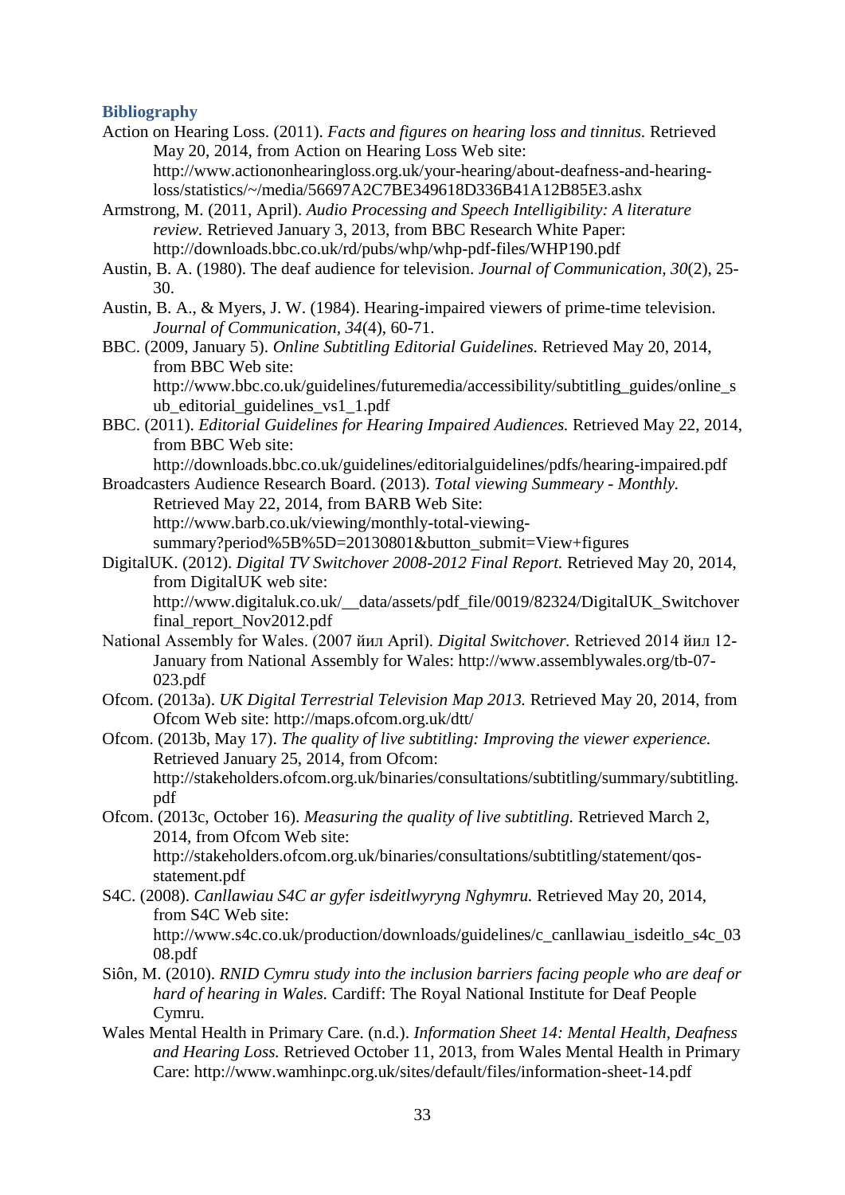## Bibliography

Action on Hearing Loss. (2011). *Facts and figures on hearing loss and tinnitus.* Retrieved May 20, 2014, from Action on Hearing Loss Web site: http://www.actiononhearingloss.org.uk/your-hearing/about-deafness-and-hearing-loss/statistics/~/media/56697A2C7BE349618D336B41A12B85E3.ashx

Armstrong, M. (2011, April). *Audio Processing and Speech Intelligibility: A literature review.* Retrieved January 3, 2013, from BBC Research White Paper: http://downloads.bbc.co.uk/rd/pubs/whp/whp-pdf-files/WHP190.pdf

Austin, B. A. (1980). The deaf audience for television. *Journal of Communication, 30*(2), 25-30.

Austin, B. A., & Myers, J. W. (1984). Hearing-impaired viewers of prime-time television. *Journal of Communication, 34*(4), 60-71.

BBC. (2009, January 5). *Online Subtitling Editorial Guidelines.* Retrieved May 20, 2014, from BBC Web site: http://www.bbc.co.uk/guidelines/futuremedia/accessibility/subtitling_guides/online_sub_editorial_guidelines_vs1_1.pdf

BBC. (2011). *Editorial Guidelines for Hearing Impaired Audiences.* Retrieved May 22, 2014, from BBC Web site: http://downloads.bbc.co.uk/guidelines/editorialguidelines/pdfs/hearing-impaired.pdf

Broadcasters Audience Research Board. (2013). *Total viewing Summeary - Monthly.* Retrieved May 22, 2014, from BARB Web Site: http://www.barb.co.uk/viewing/monthly-total-viewing-summary?period%5B%5D=20130801&button_submit=View+figures

DigitalUK. (2012). *Digital TV Switchover 2008-2012 Final Report.* Retrieved May 20, 2014, from DigitalUK web site: http://www.digitaluk.co.uk/__data/assets/pdf_file/0019/82324/DigitalUK_Switchover final_report_Nov2012.pdf

National Assembly for Wales. (2007 йил April). *Digital Switchover.* Retrieved 2014 йил 12-January from National Assembly for Wales: http://www.assemblywales.org/tb-07-023.pdf

Ofcom. (2013a). *UK Digital Terrestrial Television Map 2013.* Retrieved May 20, 2014, from Ofcom Web site: http://maps.ofcom.org.uk/dtt/

Ofcom. (2013b, May 17). *The quality of live subtitling: Improving the viewer experience.* Retrieved January 25, 2014, from Ofcom: http://stakeholders.ofcom.org.uk/binaries/consultations/subtitling/summary/subtitling.pdf

Ofcom. (2013c, October 16). *Measuring the quality of live subtitling.* Retrieved March 2, 2014, from Ofcom Web site: http://stakeholders.ofcom.org.uk/binaries/consultations/subtitling/statement/qos-statement.pdf

S4C. (2008). *Canllawiau S4C ar gyfer isdeitlwyryng Nghymru.* Retrieved May 20, 2014, from S4C Web site: http://www.s4c.co.uk/production/downloads/guidelines/c_canllawiau_isdeitlo_s4c_0308.pdf

Siôn, M. (2010). *RNID Cymru study into the inclusion barriers facing people who are deaf or hard of hearing in Wales.* Cardiff: The Royal National Institute for Deaf People Cymru.

Wales Mental Health in Primary Care. (n.d.). *Information Sheet 14: Mental Health, Deafness and Hearing Loss.* Retrieved October 11, 2013, from Wales Mental Health in Primary Care: http://www.wamhinpc.org.uk/sites/default/files/information-sheet-14.pdf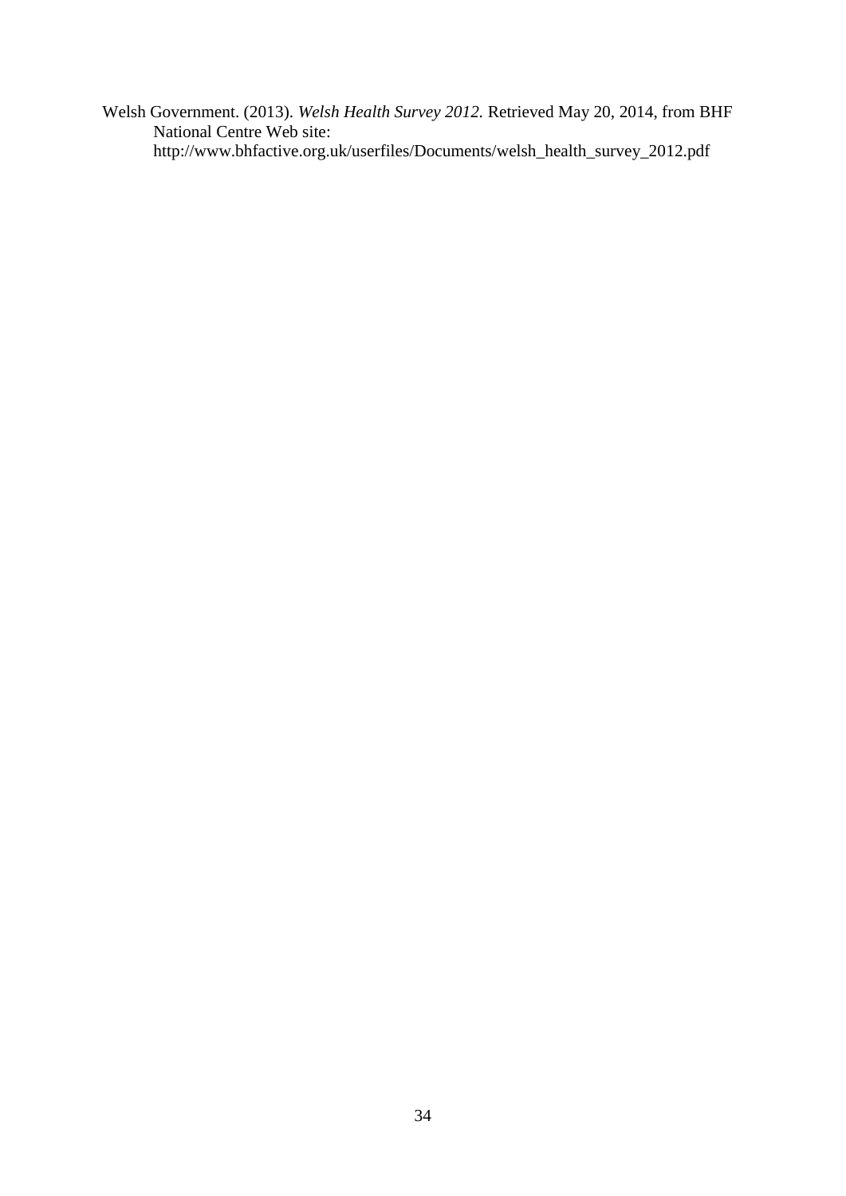Welsh Government. (2013). *Welsh Health Survey 2012.* Retrieved May 20, 2014, from BHF National Centre Web site: http://www.bhfactive.org.uk/userfiles/Documents/welsh_health_survey_2012.pdf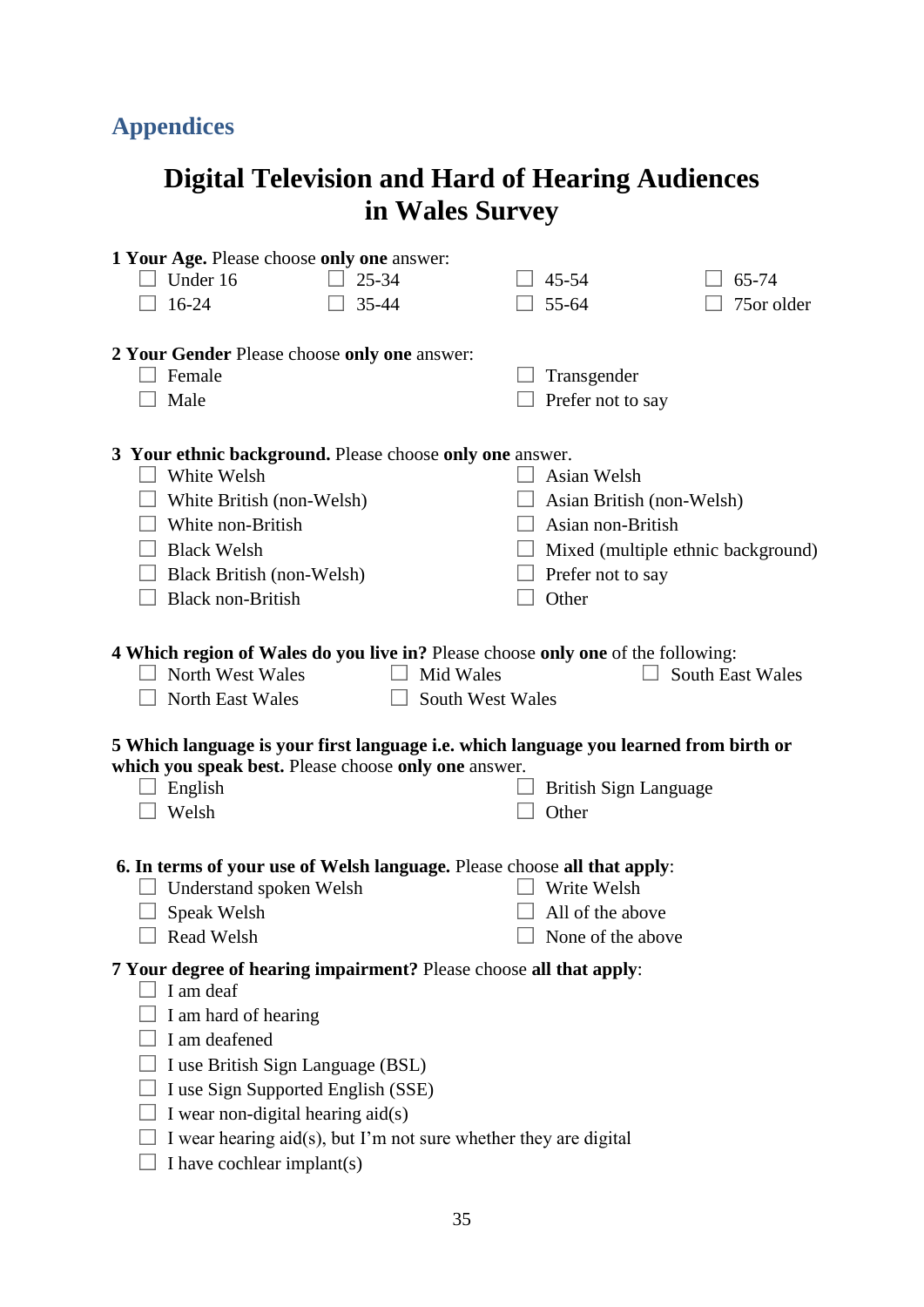## Appendices

# Digital Television and Hard of Hearing Audiences in Wales Survey

**1 Your Age.** Please choose **only one** answer:

- ☐ Under 16
- ☐ 16-24
- ☐ 25-34
- ☐ 35-44
- ☐ 45-54
- ☐ 55-64
- ☐ 65-74
- ☐ 75or older

**2 Your Gender** Please choose **only one** answer:

- ☐ Female
- ☐ Male
- ☐ Transgender
- ☐ Prefer not to say

**3 Your ethnic background.** Please choose **only one** answer.

- ☐ White Welsh
- ☐ White British (non-Welsh)
- ☐ White non-British
- ☐ Black Welsh
- ☐ Black British (non-Welsh)
- ☐ Black non-British
- ☐ Asian Welsh
- ☐ Asian British (non-Welsh)
- ☐ Asian non-British
- ☐ Mixed (multiple ethnic background)
- ☐ Prefer not to say
- ☐ Other

**4 Which region of Wales do you live in?** Please choose **only one** of the following:

- ☐ North West Wales
- ☐ North East Wales
- ☐ Mid Wales
- ☐ South West Wales
- ☐ South East Wales

**5 Which language is your first language i.e. which language you learned from birth or which you speak best.** Please choose **only one** answer.

- ☐ English
- ☐ Welsh
- ☐ British Sign Language
- ☐ Other

**6. In terms of your use of Welsh language.** Please choose **all that apply**:

- ☐ Understand spoken Welsh
- ☐ Speak Welsh
- ☐ Read Welsh
- ☐ Write Welsh
- ☐ All of the above
- ☐ None of the above

**7 Your degree of hearing impairment?** Please choose **all that apply**:

- ☐ I am deaf
- ☐ I am hard of hearing
- ☐ I am deafened
- ☐ I use British Sign Language (BSL)
- ☐ I use Sign Supported English (SSE)
- ☐ I wear non-digital hearing aid(s)
- ☐ I wear hearing aid(s), but I'm not sure whether they are digital
- ☐ I have cochlear implant(s)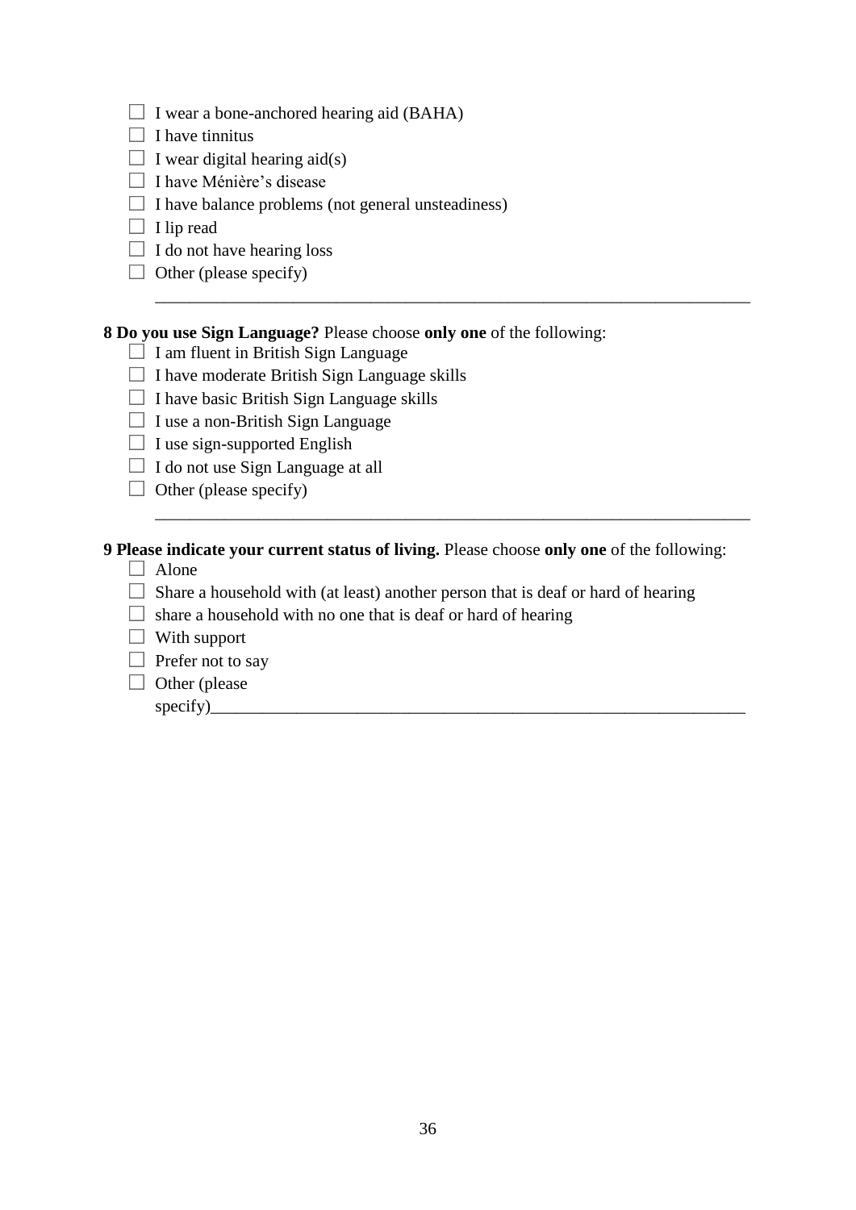- ☐ I wear a bone-anchored hearing aid (BAHA)
- ☐ I have tinnitus
- ☐ I wear digital hearing aid(s)
- ☐ I have Ménière's disease
- ☐ I have balance problems (not general unsteadiness)
- ☐ I lip read
- ☐ I do not have hearing loss
- ☐ Other (please specify)

  ______________________________________________________________________

**8 Do you use Sign Language?** Please choose **only one** of the following:

- ☐ I am fluent in British Sign Language
- ☐ I have moderate British Sign Language skills
- ☐ I have basic British Sign Language skills
- ☐ I use a non-British Sign Language
- ☐ I use sign-supported English
- ☐ I do not use Sign Language at all
- ☐ Other (please specify)

  ______________________________________________________________________

**9 Please indicate your current status of living.** Please choose **only one** of the following:

- ☐ Alone
- ☐ Share a household with (at least) another person that is deaf or hard of hearing
- ☐ share a household with no one that is deaf or hard of hearing
- ☐ With support
- ☐ Prefer not to say
- ☐ Other (please specify)______________________________________________________________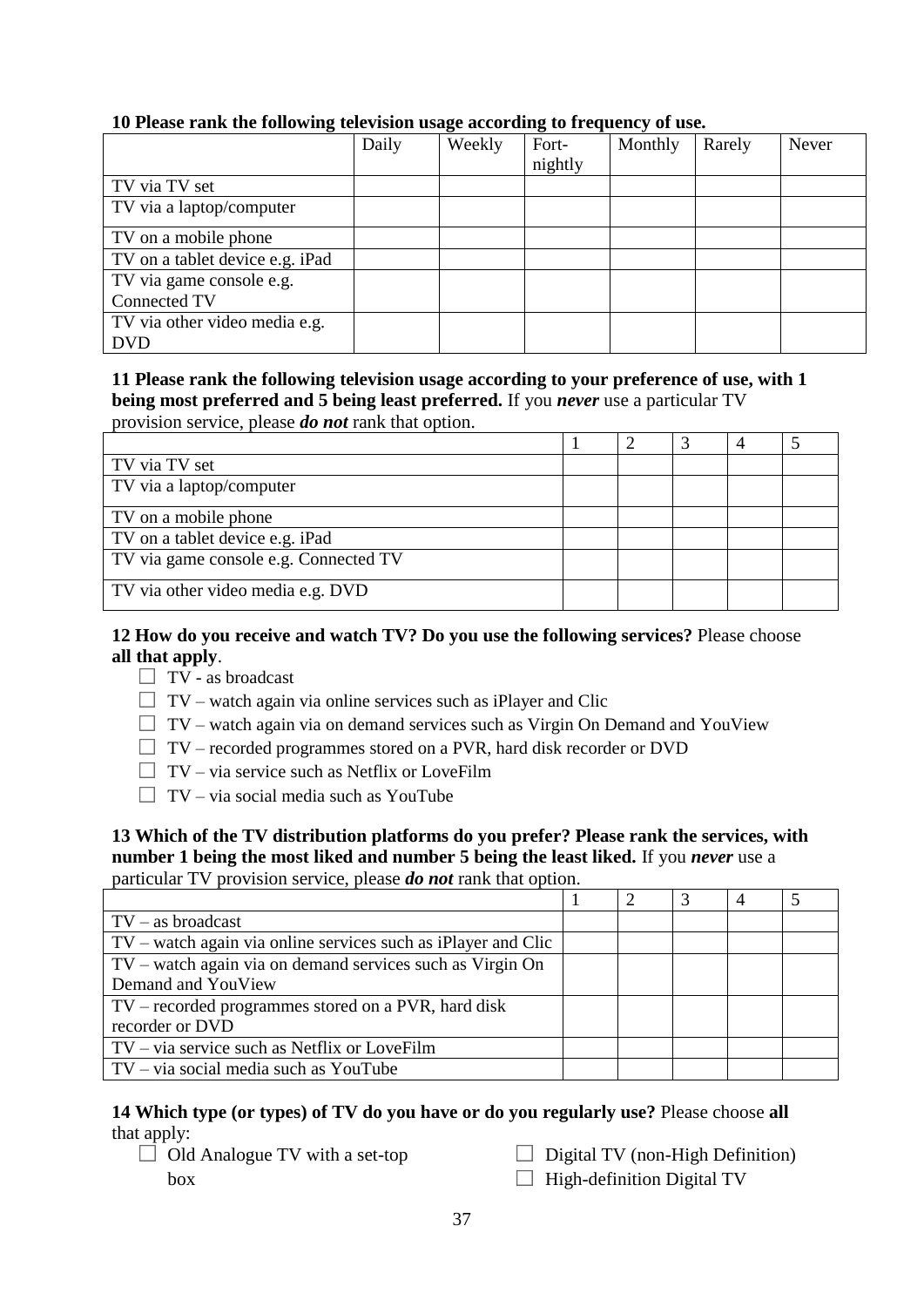**10 Please rank the following television usage according to frequency of use.**

| | Daily | Weekly | Fort-nightly | Monthly | Rarely | Never |
|---|---|---|---|---|---|---|
| TV via TV set | | | | | | |
| TV via a laptop/computer | | | | | | |
| TV on a mobile phone | | | | | | |
| TV on a tablet device e.g. iPad | | | | | | |
| TV via game console e.g. Connected TV | | | | | | |
| TV via other video media e.g. DVD | | | | | | |

**11 Please rank the following television usage according to your preference of use, with 1 being most preferred and 5 being least preferred.** If you ***never*** use a particular TV provision service, please ***do not*** rank that option.

| | 1 | 2 | 3 | 4 | 5 |
|---|---|---|---|---|---|
| TV via TV set | | | | | |
| TV via a laptop/computer | | | | | |
| TV on a mobile phone | | | | | |
| TV on a tablet device e.g. iPad | | | | | |
| TV via game console e.g. Connected TV | | | | | |
| TV via other video media e.g. DVD | | | | | |

**12 How do you receive and watch TV? Do you use the following services?** Please choose **all that apply**.

- ☐ TV - as broadcast
- ☐ TV – watch again via online services such as iPlayer and Clic
- ☐ TV – watch again via on demand services such as Virgin On Demand and YouView
- ☐ TV – recorded programmes stored on a PVR, hard disk recorder or DVD
- ☐ TV – via service such as Netflix or LoveFilm
- ☐ TV – via social media such as YouTube

**13 Which of the TV distribution platforms do you prefer? Please rank the services, with number 1 being the most liked and number 5 being the least liked.** If you ***never*** use a particular TV provision service, please ***do not*** rank that option.

| | 1 | 2 | 3 | 4 | 5 |
|---|---|---|---|---|---|
| TV – as broadcast | | | | | |
| TV – watch again via online services such as iPlayer and Clic | | | | | |
| TV – watch again via on demand services such as Virgin On Demand and YouView | | | | | |
| TV – recorded programmes stored on a PVR, hard disk recorder or DVD | | | | | |
| TV – via service such as Netflix or LoveFilm | | | | | |
| TV – via social media such as YouTube | | | | | |

**14 Which type (or types) of TV do you have or do you regularly use?** Please choose **all** that apply:

- ☐ Old Analogue TV with a set-top box
- ☐ Digital TV (non-High Definition)
- ☐ High-definition Digital TV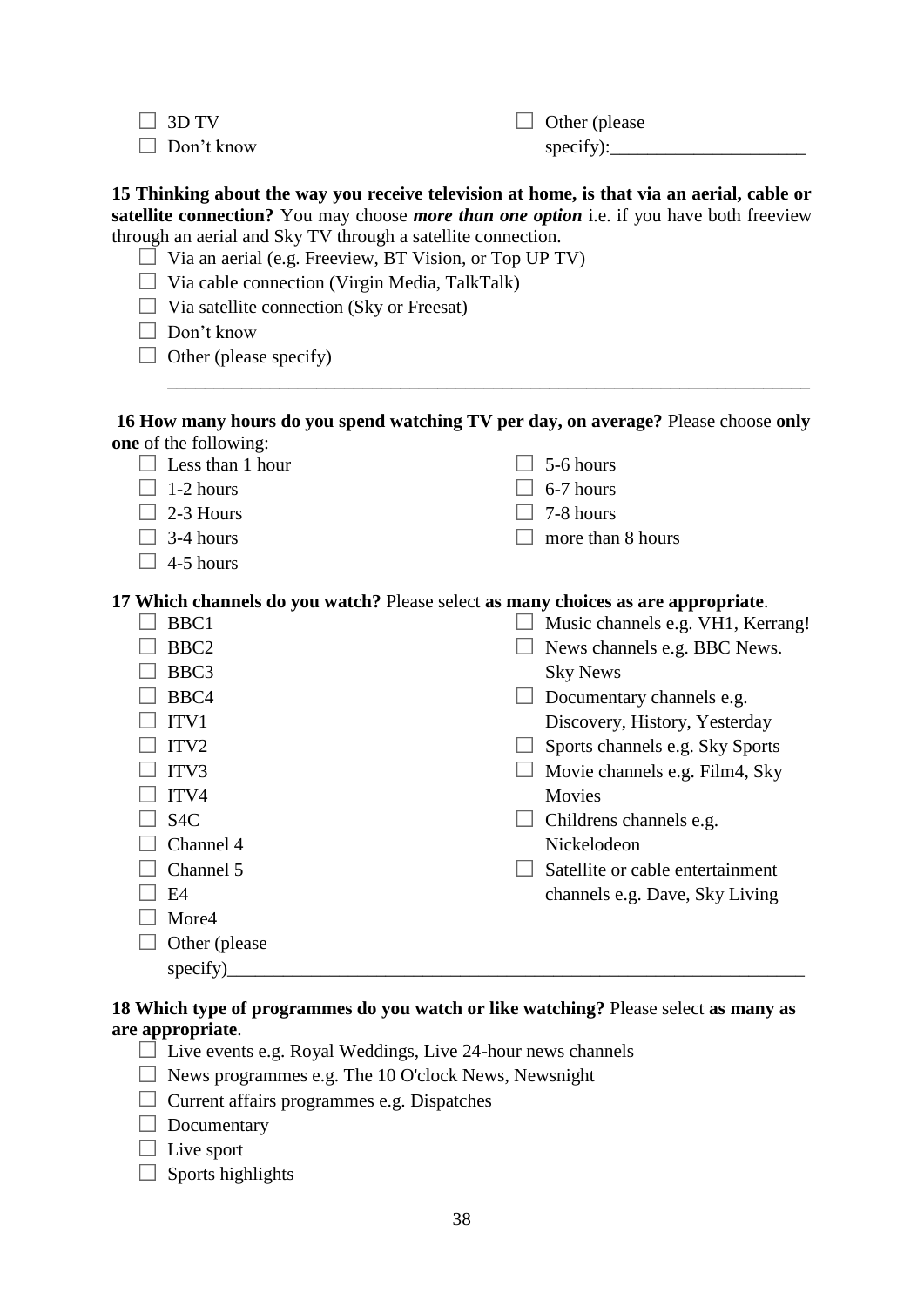☐ 3D TV

☐ Don't know

☐ Other (please specify):____________________

**15 Thinking about the way you receive television at home, is that via an aerial, cable or satellite connection?** You may choose ***more than one option*** i.e. if you have both freeview through an aerial and Sky TV through a satellite connection.

☐ Via an aerial (e.g. Freeview, BT Vision, or Top UP TV)

☐ Via cable connection (Virgin Media, TalkTalk)

☐ Via satellite connection (Sky or Freesat)

☐ Don't know

☐ Other (please specify)

____________________________________________________________________

**16 How many hours do you spend watching TV per day, on average?** Please choose **only one** of the following:

☐ Less than 1 hour

☐ 1-2 hours

☐ 2-3 Hours

☐ 3-4 hours

☐ 4-5 hours

☐ 5-6 hours

☐ 6-7 hours

☐ 7-8 hours

☐ more than 8 hours

**17 Which channels do you watch?** Please select **as many choices as are appropriate**.

☐ BBC1

☐ BBC2

☐ BBC3

☐ BBC4

☐ ITV1

☐ ITV2

☐ ITV3

☐ ITV4

☐ S4C

☐ Channel 4

☐ Channel 5

☐ E4

☐ More4

☐ Other (please specify)____________________________________________________________

☐ Music channels e.g. VH1, Kerrang!

☐ News channels e.g. BBC News. Sky News

☐ Documentary channels e.g. Discovery, History, Yesterday

☐ Sports channels e.g. Sky Sports

☐ Movie channels e.g. Film4, Sky Movies

☐ Childrens channels e.g. Nickelodeon

☐ Satellite or cable entertainment channels e.g. Dave, Sky Living

**18 Which type of programmes do you watch or like watching?** Please select **as many as are appropriate**.

☐ Live events e.g. Royal Weddings, Live 24-hour news channels

☐ News programmes e.g. The 10 O'clock News, Newsnight

☐ Current affairs programmes e.g. Dispatches

☐ Documentary

☐ Live sport

☐ Sports highlights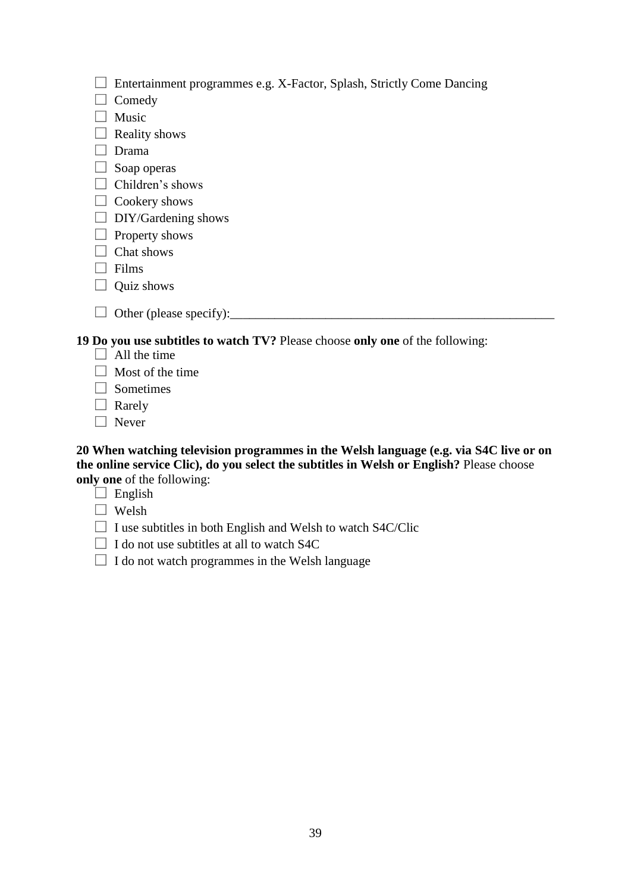- ☐ Entertainment programmes e.g. X-Factor, Splash, Strictly Come Dancing
- ☐ Comedy
- ☐ Music
- ☐ Reality shows
- ☐ Drama
- ☐ Soap operas
- ☐ Children's shows
- ☐ Cookery shows
- ☐ DIY/Gardening shows
- ☐ Property shows
- ☐ Chat shows
- ☐ Films
- ☐ Quiz shows
- ☐ Other (please specify):___________________________________________________

**19 Do you use subtitles to watch TV?** Please choose **only one** of the following:

- ☐ All the time
- ☐ Most of the time
- ☐ Sometimes
- ☐ Rarely
- ☐ Never

**20 When watching television programmes in the Welsh language (e.g. via S4C live or on the online service Clic), do you select the subtitles in Welsh or English?** Please choose **only one** of the following:

- ☐ English
- ☐ Welsh
- ☐ I use subtitles in both English and Welsh to watch S4C/Clic
- ☐ I do not use subtitles at all to watch S4C
- ☐ I do not watch programmes in the Welsh language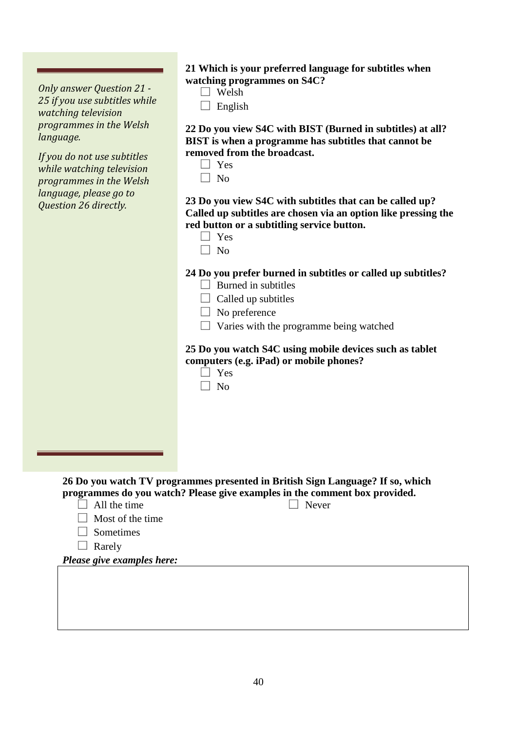*Only answer Question 21 - 25 if you use subtitles while watching television programmes in the Welsh language.*

*If you do not use subtitles while watching television programmes in the Welsh language, please go to Question 26 directly.*

**21 Which is your preferred language for subtitles when watching programmes on S4C?**

- ☐ Welsh
- ☐ English

**22 Do you view S4C with BIST (Burned in subtitles) at all? BIST is when a programme has subtitles that cannot be removed from the broadcast.**

- ☐ Yes
- ☐ No

**23 Do you view S4C with subtitles that can be called up? Called up subtitles are chosen via an option like pressing the red button or a subtitling service button.**

- ☐ Yes
- ☐ No

**24 Do you prefer burned in subtitles or called up subtitles?**

- ☐ Burned in subtitles
- ☐ Called up subtitles
- ☐ No preference
- ☐ Varies with the programme being watched

**25 Do you watch S4C using mobile devices such as tablet computers (e.g. iPad) or mobile phones?**

- ☐ Yes
- ☐ No

**26 Do you watch TV programmes presented in British Sign Language? If so, which programmes do you watch? Please give examples in the comment box provided.**

- ☐ All the time
- ☐ Most of the time
- ☐ Sometimes
- ☐ Rarely
- ☐ Never

***Please give examples here:***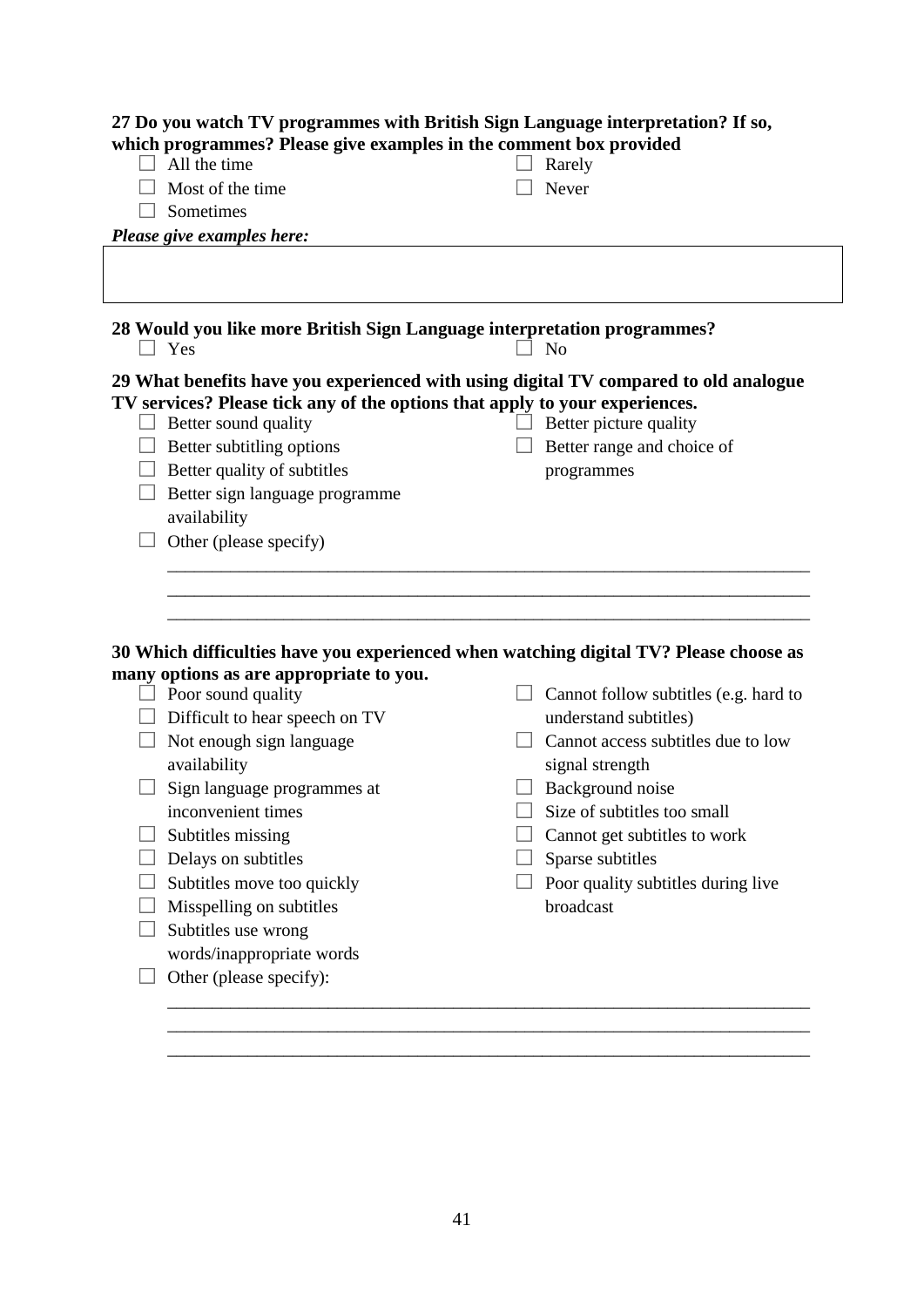**27 Do you watch TV programmes with British Sign Language interpretation? If so, which programmes? Please give examples in the comment box provided**

- ☐ All the time
- ☐ Most of the time
- ☐ Sometimes
- ☐ Rarely
- ☐ Never

***Please give examples here:***

| |
|---|
| |

**28 Would you like more British Sign Language interpretation programmes?**

- ☐ Yes
- ☐ No

**29 What benefits have you experienced with using digital TV compared to old analogue TV services? Please tick any of the options that apply to your experiences.**

- ☐ Better sound quality
- ☐ Better subtitling options
- ☐ Better quality of subtitles
- ☐ Better sign language programme availability
- ☐ Other (please specify)
- ☐ Better picture quality
- ☐ Better range and choice of programmes

\_\_\_\_\_\_\_\_\_\_\_\_\_\_\_\_\_\_\_\_\_\_\_\_\_\_\_\_\_\_\_\_\_\_\_\_\_\_\_\_\_\_\_\_\_\_\_\_\_\_\_\_\_\_\_\_\_\_\_\_\_\_\_\_\_\_\_\_\_\_

\_\_\_\_\_\_\_\_\_\_\_\_\_\_\_\_\_\_\_\_\_\_\_\_\_\_\_\_\_\_\_\_\_\_\_\_\_\_\_\_\_\_\_\_\_\_\_\_\_\_\_\_\_\_\_\_\_\_\_\_\_\_\_\_\_\_\_\_\_\_

\_\_\_\_\_\_\_\_\_\_\_\_\_\_\_\_\_\_\_\_\_\_\_\_\_\_\_\_\_\_\_\_\_\_\_\_\_\_\_\_\_\_\_\_\_\_\_\_\_\_\_\_\_\_\_\_\_\_\_\_\_\_\_\_\_\_\_\_\_\_

**30 Which difficulties have you experienced when watching digital TV? Please choose as many options as are appropriate to you.**

- ☐ Poor sound quality
- ☐ Difficult to hear speech on TV
- ☐ Not enough sign language availability
- ☐ Sign language programmes at inconvenient times
- ☐ Subtitles missing
- ☐ Delays on subtitles
- ☐ Subtitles move too quickly
- ☐ Misspelling on subtitles
- ☐ Subtitles use wrong words/inappropriate words
- ☐ Other (please specify):
- ☐ Cannot follow subtitles (e.g. hard to understand subtitles)
- ☐ Cannot access subtitles due to low signal strength
- ☐ Background noise
- ☐ Size of subtitles too small
- ☐ Cannot get subtitles to work
- ☐ Sparse subtitles
- ☐ Poor quality subtitles during live broadcast

\_\_\_\_\_\_\_\_\_\_\_\_\_\_\_\_\_\_\_\_\_\_\_\_\_\_\_\_\_\_\_\_\_\_\_\_\_\_\_\_\_\_\_\_\_\_\_\_\_\_\_\_\_\_\_\_\_\_\_\_\_\_\_\_\_\_\_\_\_\_

\_\_\_\_\_\_\_\_\_\_\_\_\_\_\_\_\_\_\_\_\_\_\_\_\_\_\_\_\_\_\_\_\_\_\_\_\_\_\_\_\_\_\_\_\_\_\_\_\_\_\_\_\_\_\_\_\_\_\_\_\_\_\_\_\_\_\_\_\_\_

\_\_\_\_\_\_\_\_\_\_\_\_\_\_\_\_\_\_\_\_\_\_\_\_\_\_\_\_\_\_\_\_\_\_\_\_\_\_\_\_\_\_\_\_\_\_\_\_\_\_\_\_\_\_\_\_\_\_\_\_\_\_\_\_\_\_\_\_\_\_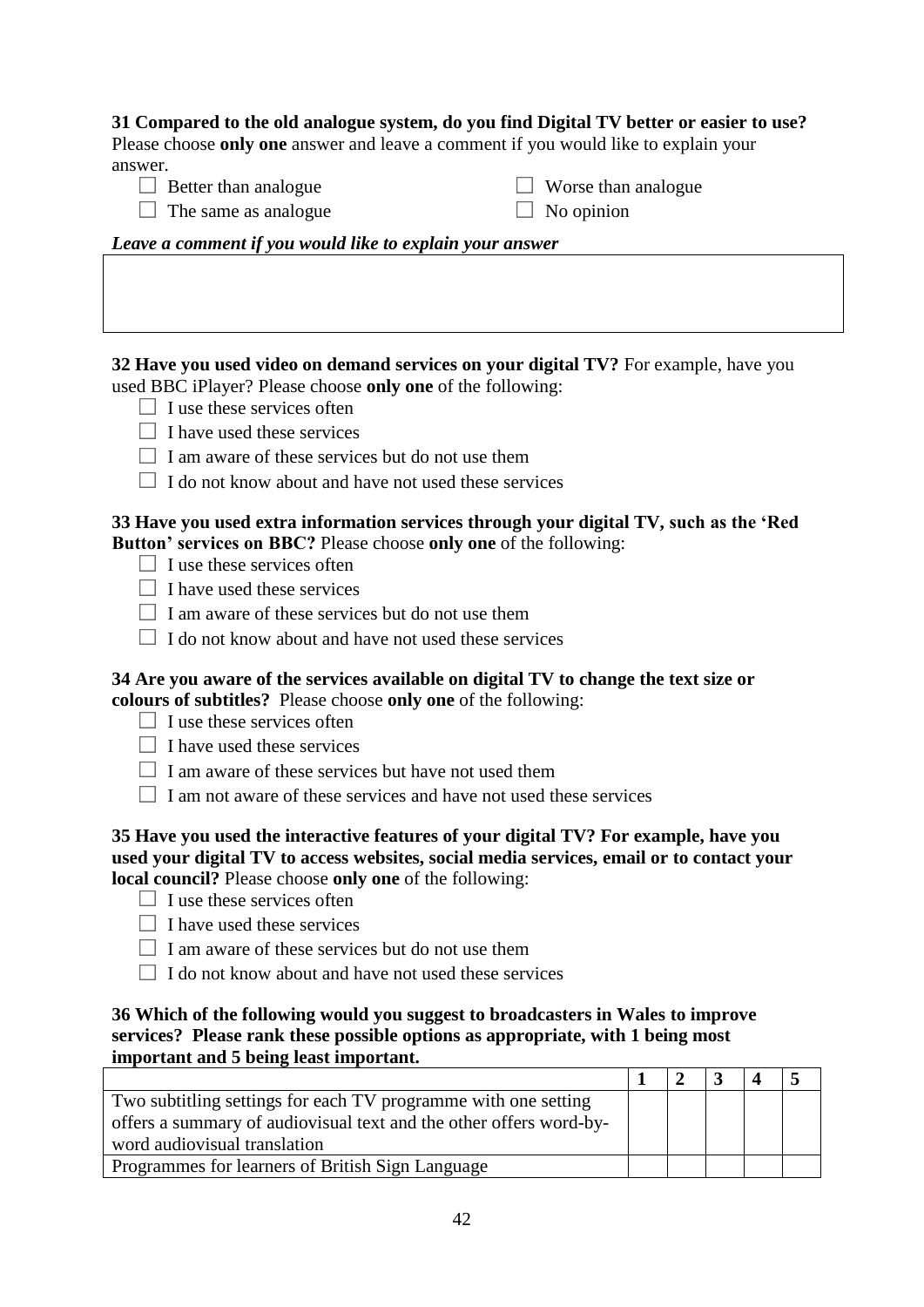**31 Compared to the old analogue system, do you find Digital TV better or easier to use?** Please choose **only one** answer and leave a comment if you would like to explain your answer.

- ☐ Better than analogue
- ☐ Worse than analogue
- ☐ The same as analogue
- ☐ No opinion

***Leave a comment if you would like to explain your answer***

| |
|---|
| |

**32 Have you used video on demand services on your digital TV?** For example, have you used BBC iPlayer? Please choose **only one** of the following:

- ☐ I use these services often
- ☐ I have used these services
- ☐ I am aware of these services but do not use them
- ☐ I do not know about and have not used these services

**33 Have you used extra information services through your digital TV, such as the 'Red Button' services on BBC?** Please choose **only one** of the following:

- ☐ I use these services often
- ☐ I have used these services
- ☐ I am aware of these services but do not use them
- ☐ I do not know about and have not used these services

**34 Are you aware of the services available on digital TV to change the text size or colours of subtitles?** Please choose **only one** of the following:

- ☐ I use these services often
- ☐ I have used these services
- ☐ I am aware of these services but have not used them
- ☐ I am not aware of these services and have not used these services

**35 Have you used the interactive features of your digital TV? For example, have you used your digital TV to access websites, social media services, email or to contact your local council?** Please choose **only one** of the following:

- ☐ I use these services often
- ☐ I have used these services
- ☐ I am aware of these services but do not use them
- ☐ I do not know about and have not used these services

**36 Which of the following would you suggest to broadcasters in Wales to improve services? Please rank these possible options as appropriate, with 1 being most important and 5 being least important.**

| | **1** | **2** | **3** | **4** | **5** |
|---|---|---|---|---|---|
| Two subtitling settings for each TV programme with one setting offers a summary of audiovisual text and the other offers word-by-word audiovisual translation | | | | | |
| Programmes for learners of British Sign Language | | | | | |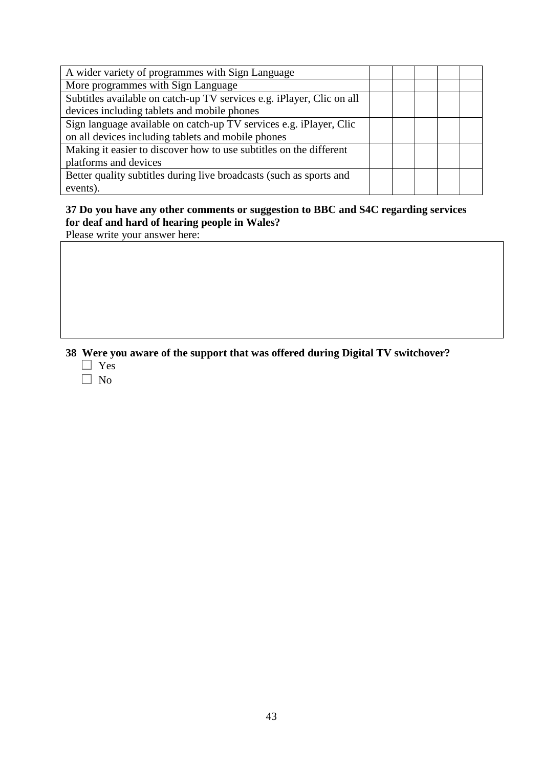| | | | | | |
|---|---|---|---|---|---|
| A wider variety of programmes with Sign Language | | | | | |
| More programmes with Sign Language | | | | | |
| Subtitles available on catch-up TV services e.g. iPlayer, Clic on all devices including tablets and mobile phones | | | | | |
| Sign language available on catch-up TV services e.g. iPlayer, Clic on all devices including tablets and mobile phones | | | | | |
| Making it easier to discover how to use subtitles on the different platforms and devices | | | | | |
| Better quality subtitles during live broadcasts (such as sports and events). | | | | | |

**37 Do you have any other comments or suggestion to BBC and S4C regarding services for deaf and hard of hearing people in Wales?**

Please write your answer here:

| |
|---|
| |

**38 Were you aware of the support that was offered during Digital TV switchover?**

- ☐ Yes
- ☐ No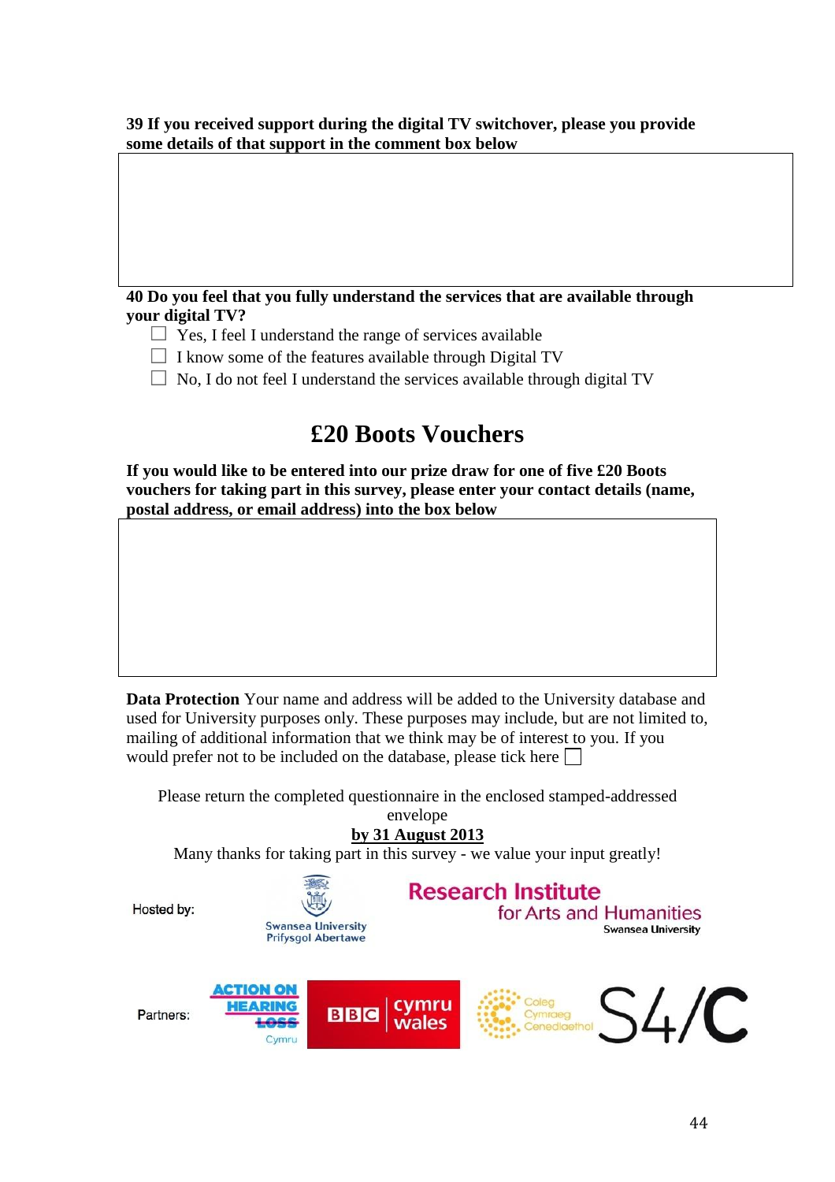**39 If you received support during the digital TV switchover, please you provide some details of that support in the comment box below**

**40 Do you feel that you fully understand the services that are available through your digital TV?**

- ☐ Yes, I feel I understand the range of services available
- ☐ I know some of the features available through Digital TV
- ☐ No, I do not feel I understand the services available through digital TV

## £20 Boots Vouchers

**If you would like to be entered into our prize draw for one of five £20 Boots vouchers for taking part in this survey, please enter your contact details (name, postal address, or email address) into the box below**

**Data Protection** Your name and address will be added to the University database and used for University purposes only. These purposes may include, but are not limited to, mailing of additional information that we think may be of interest to you. If you would prefer not to be included on the database, please tick here ☐

Please return the completed questionnaire in the enclosed stamped-addressed envelope

**by 31 August 2013**

Many thanks for taking part in this survey - we value your input greatly!

Hosted by: Swansea University Prifysgol Abertawe — Research Institute for Arts and Humanities, Swansea University

Partners: Action on Hearing Loss Cymru, BBC Cymru Wales, Coleg Cymraeg Cenedlaethol, S4/C